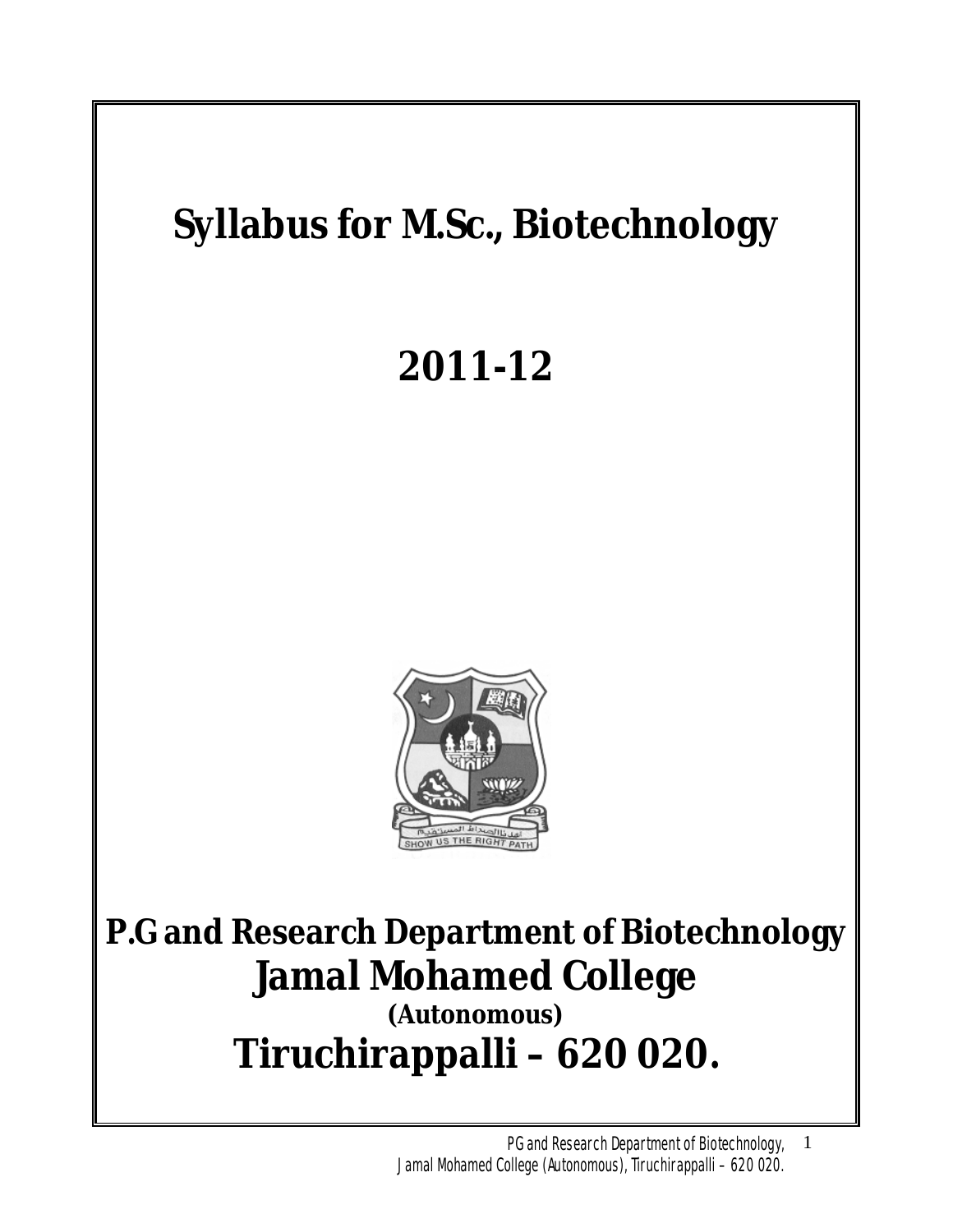# Syllabus for M.Sc., Biotechnology

# 2011-12

## P.G and Research Department of Biotechnology

## Jamal Mohamed College

**(Autonomous)**

## Tiruchirappalli – 620 020.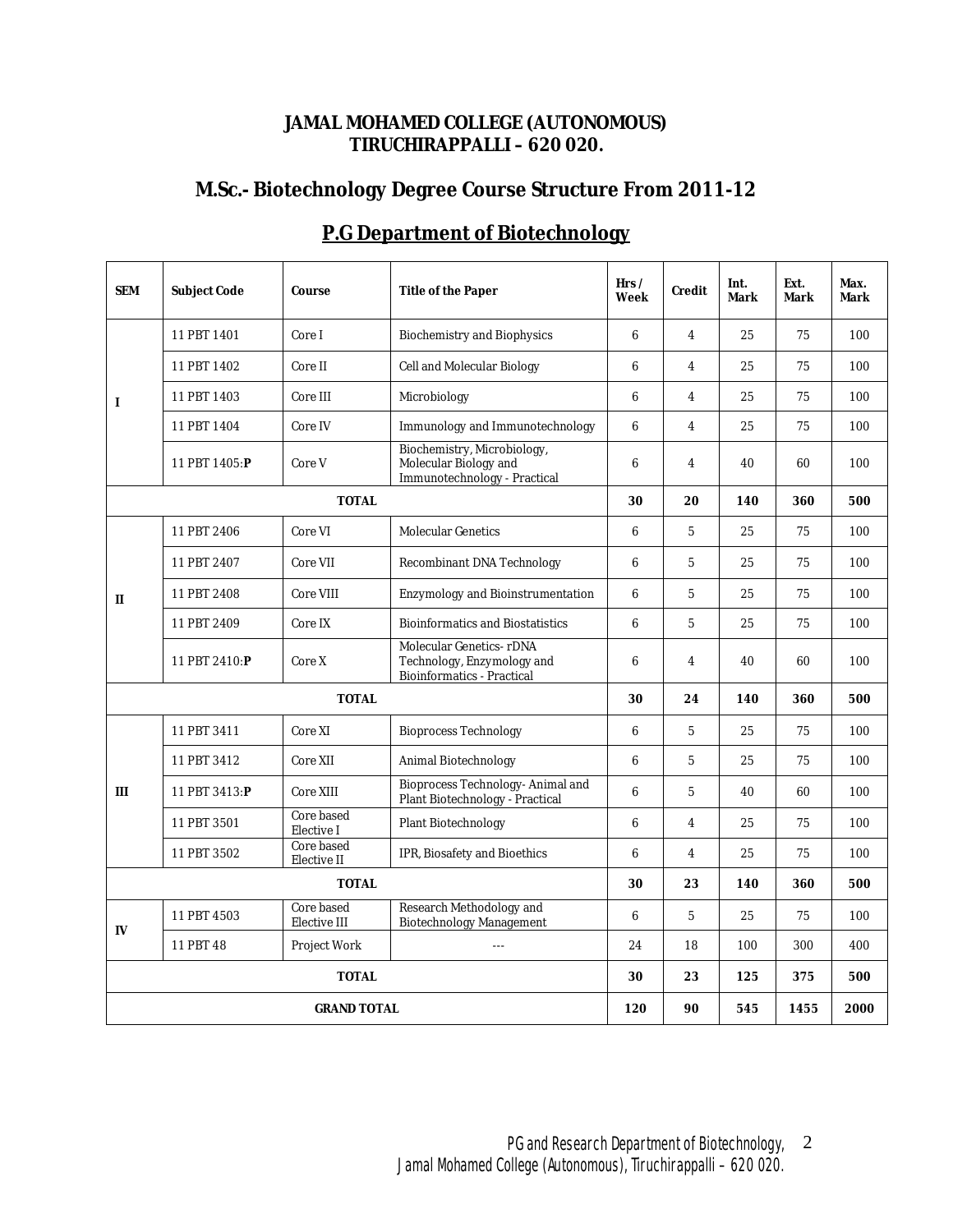# JAMAL MOHAMED COLLEGE (AUTONOMOUS)
# TIRUCHIRAPPALLI – 620 020.

## M.Sc.- Biotechnology Degree Course Structure From 2011-12

## P.G Department of Biotechnology

| SEM | Subject Code | Course | Title of the Paper | Hrs / Week | Credit | Int. Mark | Ext. Mark | Max. Mark |
|---|---|---|---|---|---|---|---|---|
| I | 11 PBT 1401 | Core I | Biochemistry and Biophysics | 6 | 4 | 25 | 75 | 100 |
| | 11 PBT 1402 | Core II | Cell and Molecular Biology | 6 | 4 | 25 | 75 | 100 |
| | 11 PBT 1403 | Core III | Microbiology | 6 | 4 | 25 | 75 | 100 |
| | 11 PBT 1404 | Core IV | Immunology and Immunotechnology | 6 | 4 | 25 | 75 | 100 |
| | 11 PBT 1405:**P** | Core V | Biochemistry, Microbiology, Molecular Biology and Immunotechnology - Practical | 6 | 4 | 40 | 60 | 100 |
| **TOTAL** | | | | **30** | **20** | **140** | **360** | **500** |
| II | 11 PBT 2406 | Core VI | Molecular Genetics | 6 | 5 | 25 | 75 | 100 |
| | 11 PBT 2407 | Core VII | Recombinant DNA Technology | 6 | 5 | 25 | 75 | 100 |
| | 11 PBT 2408 | Core VIII | Enzymology and Bioinstrumentation | 6 | 5 | 25 | 75 | 100 |
| | 11 PBT 2409 | Core IX | Bioinformatics and Biostatistics | 6 | 5 | 25 | 75 | 100 |
| | 11 PBT 2410:**P** | Core X | Molecular Genetics- rDNA Technology, Enzymology and Bioinformatics - Practical | 6 | 4 | 40 | 60 | 100 |
| **TOTAL** | | | | **30** | **24** | **140** | **360** | **500** |
| III | 11 PBT 3411 | Core XI | Bioprocess Technology | 6 | 5 | 25 | 75 | 100 |
| | 11 PBT 3412 | Core XII | Animal Biotechnology | 6 | 5 | 25 | 75 | 100 |
| | 11 PBT 3413:**P** | Core XIII | Bioprocess Technology- Animal and Plant Biotechnology - Practical | 6 | 5 | 40 | 60 | 100 |
| | 11 PBT 3501 | Core based Elective I | Plant Biotechnology | 6 | 4 | 25 | 75 | 100 |
| | 11 PBT 3502 | Core based Elective II | IPR, Biosafety and Bioethics | 6 | 4 | 25 | 75 | 100 |
| **TOTAL** | | | | **30** | **23** | **140** | **360** | **500** |
| IV | 11 PBT 4503 | Core based Elective III | Research Methodology and Biotechnology Management | 6 | 5 | 25 | 75 | 100 |
| | 11 PBT 48 | Project Work | --- | 24 | 18 | 100 | 300 | 400 |
| **TOTAL** | | | | **30** | **23** | **125** | **375** | **500** |
| **GRAND TOTAL** | | | | **120** | **90** | **545** | **1455** | **2000** |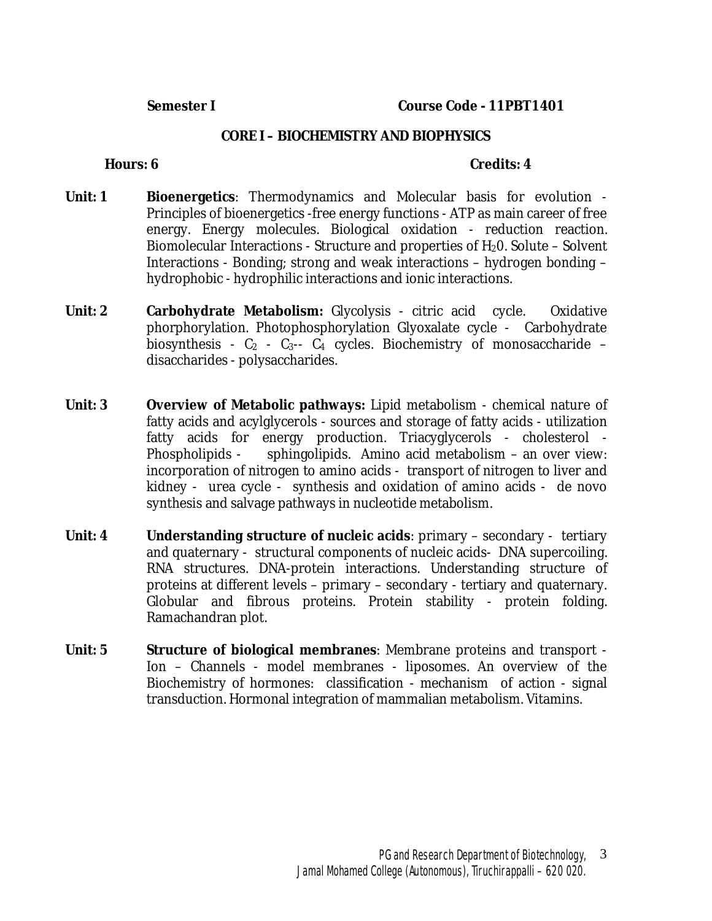**Semester I** **Course Code - 11PBT1401**

## CORE I – BIOCHEMISTRY AND BIOPHYSICS

**Hours: 6** **Credits: 4**

**Unit: 1** **Bioenergetics**: Thermodynamics and Molecular basis for evolution - Principles of bioenergetics -free energy functions - ATP as main career of free energy. Energy molecules. Biological oxidation - reduction reaction. Biomolecular Interactions - Structure and properties of $H_20$. Solute – Solvent Interactions - Bonding; strong and weak interactions – hydrogen bonding – hydrophobic - hydrophilic interactions and ionic interactions.

**Unit: 2** **Carbohydrate Metabolism:** Glycolysis - citric acid cycle. Oxidative phorphorylation. Photophosphorylation Glyoxalate cycle - Carbohydrate biosynthesis - $C_2$ - $C_3$-- $C_4$ cycles. Biochemistry of monosaccharide – disaccharides - polysaccharides.

**Unit: 3** **Overview of Metabolic pathways:** Lipid metabolism - chemical nature of fatty acids and acylglycerols - sources and storage of fatty acids - utilization fatty acids for energy production. Triacyglycerols - cholesterol - Phospholipids - sphingolipids. Amino acid metabolism – an over view: incorporation of nitrogen to amino acids - transport of nitrogen to liver and kidney - urea cycle - synthesis and oxidation of amino acids - de novo synthesis and salvage pathways in nucleotide metabolism.

**Unit: 4** **Understanding structure of nucleic acids**: primary – secondary - tertiary and quaternary - structural components of nucleic acids- DNA supercoiling. RNA structures. DNA-protein interactions. Understanding structure of proteins at different levels – primary – secondary - tertiary and quaternary. Globular and fibrous proteins. Protein stability - protein folding. Ramachandran plot.

**Unit: 5** **Structure of biological membranes**: Membrane proteins and transport - Ion – Channels - model membranes - liposomes. An overview of the Biochemistry of hormones: classification - mechanism of action - signal transduction. Hormonal integration of mammalian metabolism. Vitamins.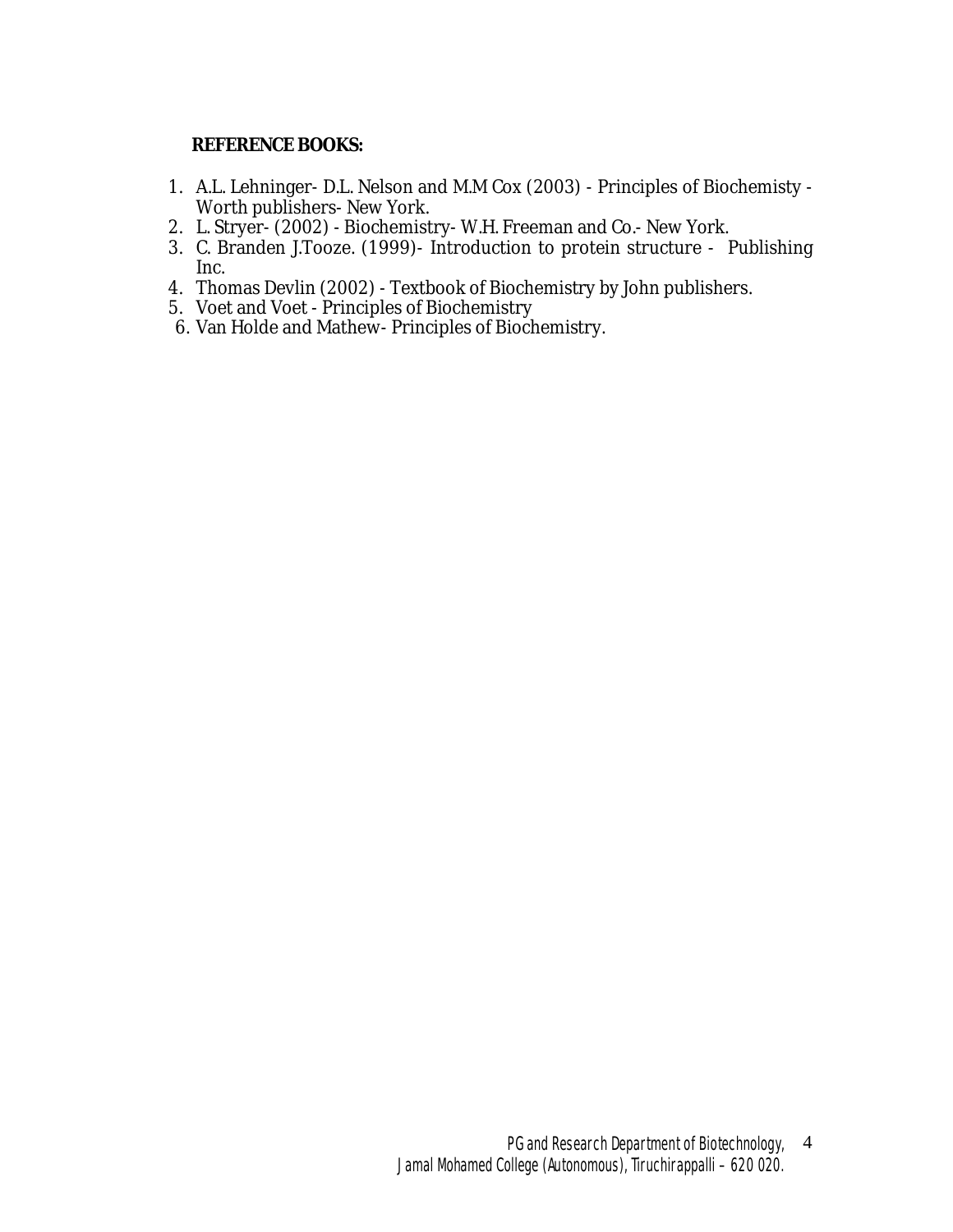**REFERENCE BOOKS:**

1. A.L. Lehninger- D.L. Nelson and M.M Cox (2003) - Principles of Biochemisty - Worth publishers- New York.
2. L. Stryer- (2002) - Biochemistry- W.H. Freeman and Co.- New York.
3. C. Branden J.Tooze. (1999)- Introduction to protein structure - Publishing Inc.
4. Thomas Devlin (2002) - Textbook of Biochemistry by John publishers.
5. Voet and Voet - Principles of Biochemistry
6. Van Holde and Mathew- Principles of Biochemistry.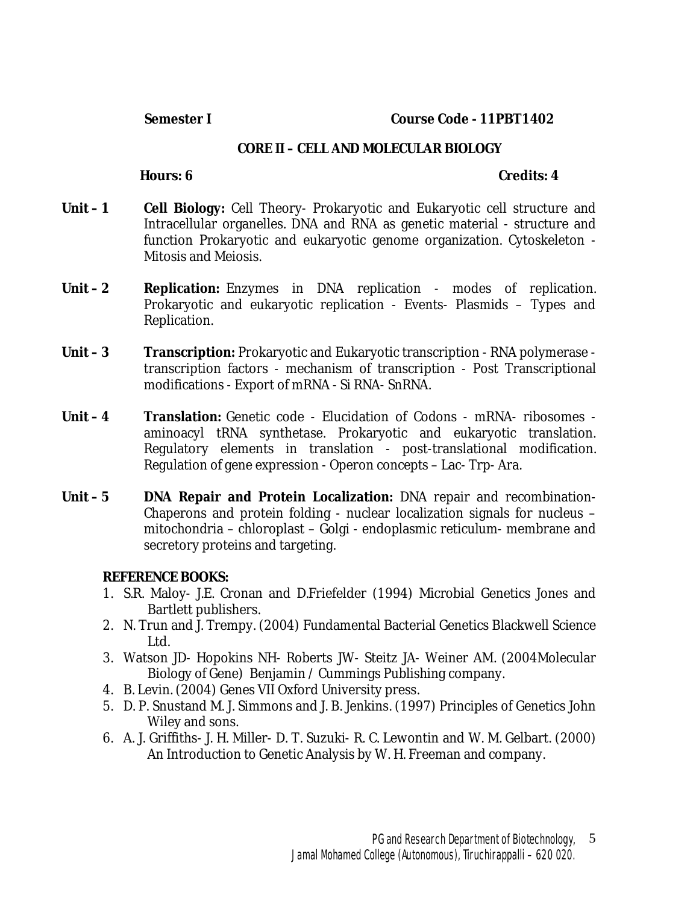**Semester I** **Course Code - 11PBT1402**

## CORE II – CELL AND MOLECULAR BIOLOGY

**Hours: 6** **Credits: 4**

**Unit – 1** **Cell Biology:** Cell Theory- Prokaryotic and Eukaryotic cell structure and Intracellular organelles. DNA and RNA as genetic material - structure and function Prokaryotic and eukaryotic genome organization. Cytoskeleton - Mitosis and Meiosis.

**Unit – 2** **Replication:** Enzymes in DNA replication - modes of replication. Prokaryotic and eukaryotic replication - Events- Plasmids – Types and Replication.

**Unit – 3** **Transcription:** Prokaryotic and Eukaryotic transcription - RNA polymerase - transcription factors - mechanism of transcription - Post Transcriptional modifications - Export of mRNA - Si RNA- SnRNA.

**Unit – 4** **Translation:** Genetic code - Elucidation of Codons - mRNA- ribosomes - aminoacyl tRNA synthetase. Prokaryotic and eukaryotic translation. Regulatory elements in translation - post-translational modification. Regulation of gene expression - Operon concepts – Lac- Trp- Ara.

**Unit – 5** **DNA Repair and Protein Localization:** DNA repair and recombination- Chaperons and protein folding - nuclear localization signals for nucleus – mitochondria – chloroplast – Golgi - endoplasmic reticulum- membrane and secretory proteins and targeting.

**REFERENCE BOOKS:**

1. S.R. Maloy- J.E. Cronan and D.Friefelder (1994) Microbial Genetics Jones and Bartlett publishers.
2. N. Trun and J. Trempy. (2004) Fundamental Bacterial Genetics Blackwell Science Ltd.
3. Watson JD- Hopokins NH- Roberts JW- Steitz JA- Weiner AM. (2004Molecular Biology of Gene) Benjamin / Cummings Publishing company.
4. B. Levin. (2004) Genes VII Oxford University press.
5. D. P. Snustand M. J. Simmons and J. B. Jenkins. (1997) Principles of Genetics John Wiley and sons.
6. A. J. Griffiths- J. H. Miller- D. T. Suzuki- R. C. Lewontin and W. M. Gelbart. (2000) An Introduction to Genetic Analysis by W. H. Freeman and company.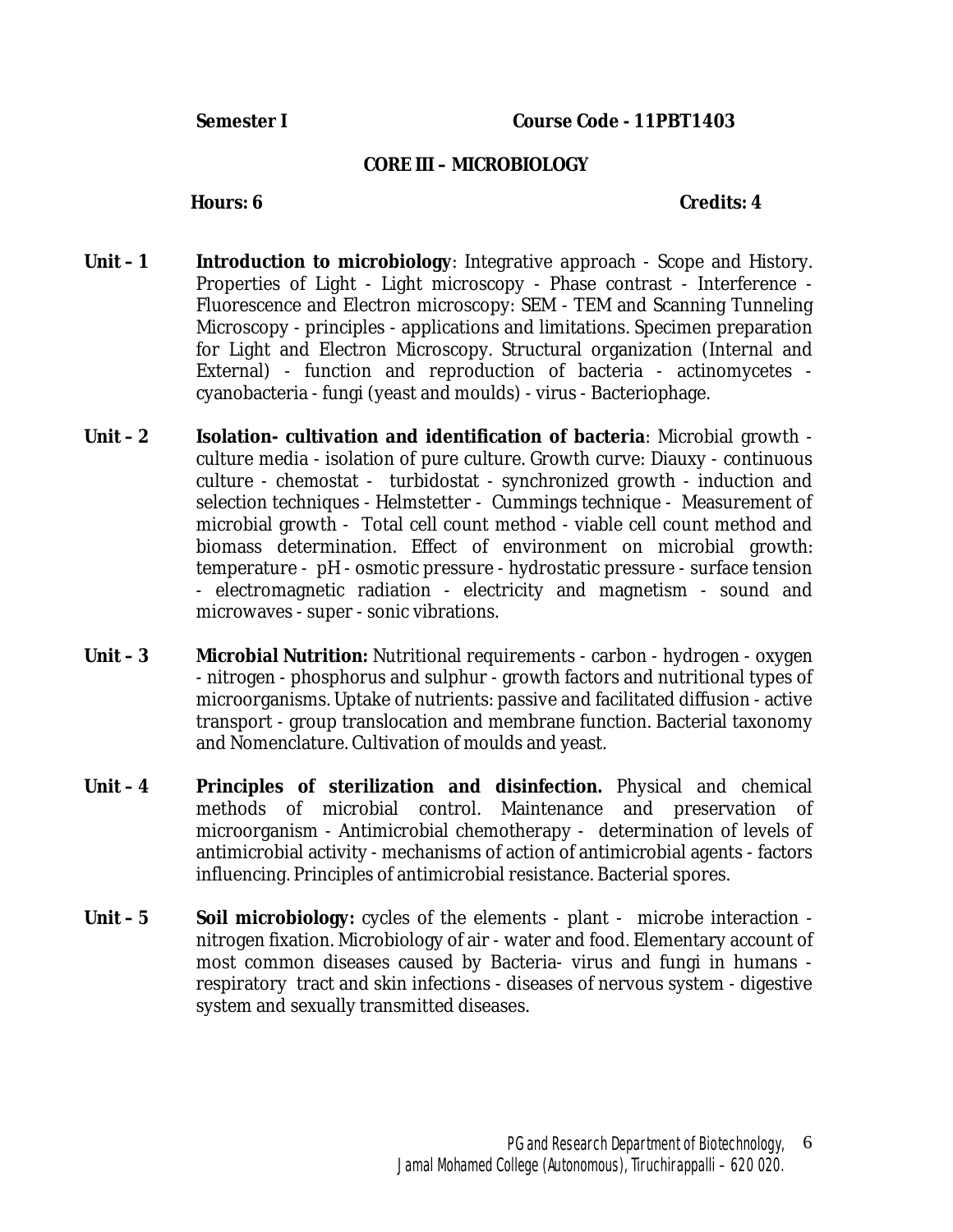**Semester I** **Course Code - 11PBT1403**

**CORE III – MICROBIOLOGY**

**Hours: 6** **Credits: 4**

**Unit – 1** **Introduction to microbiology**: Integrative approach - Scope and History. Properties of Light - Light microscopy - Phase contrast - Interference - Fluorescence and Electron microscopy: SEM - TEM and Scanning Tunneling Microscopy - principles - applications and limitations. Specimen preparation for Light and Electron Microscopy. Structural organization (Internal and External) - function and reproduction of bacteria - actinomycetes - cyanobacteria - fungi (yeast and moulds) - virus - Bacteriophage.

**Unit – 2** **Isolation- cultivation and identification of bacteria**: Microbial growth - culture media - isolation of pure culture. Growth curve: Diauxy - continuous culture - chemostat - turbidostat - synchronized growth - induction and selection techniques - Helmstetter - Cummings technique - Measurement of microbial growth - Total cell count method - viable cell count method and biomass determination. Effect of environment on microbial growth: temperature - pH - osmotic pressure - hydrostatic pressure - surface tension - electromagnetic radiation - electricity and magnetism - sound and microwaves - super - sonic vibrations.

**Unit – 3** **Microbial Nutrition:** Nutritional requirements - carbon - hydrogen - oxygen - nitrogen - phosphorus and sulphur - growth factors and nutritional types of microorganisms. Uptake of nutrients: passive and facilitated diffusion - active transport - group translocation and membrane function. Bacterial taxonomy and Nomenclature. Cultivation of moulds and yeast.

**Unit – 4** **Principles of sterilization and disinfection.** Physical and chemical methods of microbial control. Maintenance and preservation of microorganism - Antimicrobial chemotherapy - determination of levels of antimicrobial activity - mechanisms of action of antimicrobial agents - factors influencing. Principles of antimicrobial resistance. Bacterial spores.

**Unit – 5** **Soil microbiology:** cycles of the elements - plant - microbe interaction - nitrogen fixation. Microbiology of air - water and food. Elementary account of most common diseases caused by Bacteria- virus and fungi in humans - respiratory tract and skin infections - diseases of nervous system - digestive system and sexually transmitted diseases.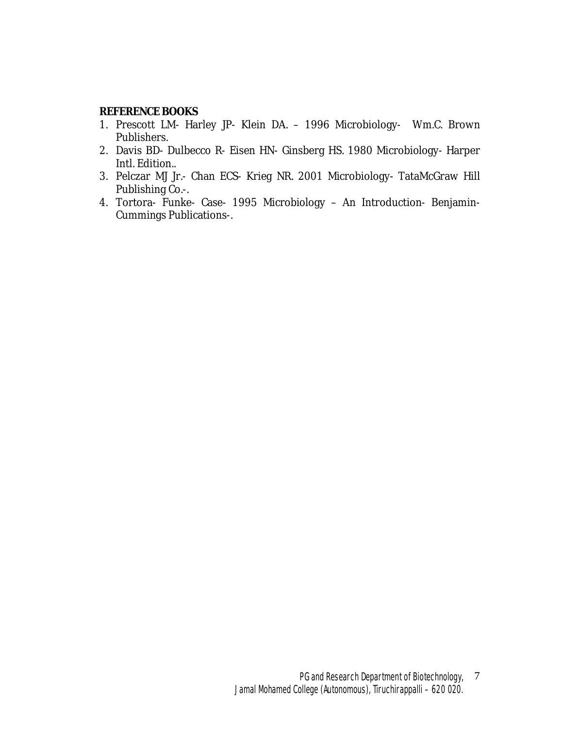**REFERENCE BOOKS**

1. Prescott LM- Harley JP- Klein DA. – 1996 Microbiology- Wm.C. Brown Publishers.
2. Davis BD- Dulbecco R- Eisen HN- Ginsberg HS. 1980 Microbiology- Harper Intl. Edition..
3. Pelczar MJ Jr.- Chan ECS- Krieg NR. 2001 Microbiology- TataMcGraw Hill Publishing Co.-.
4. Tortora- Funke- Case- 1995 Microbiology – An Introduction- Benjamin-Cummings Publications-.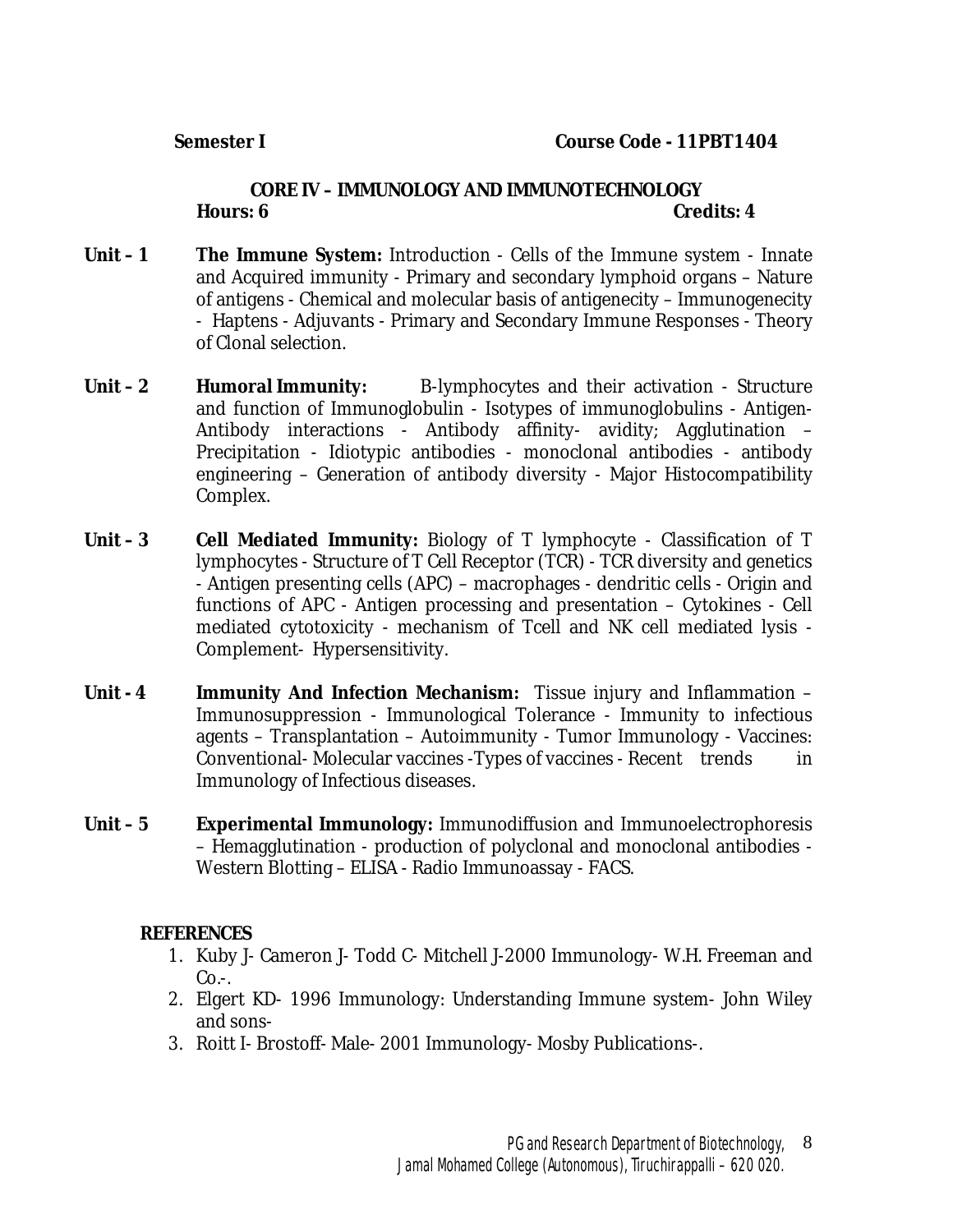**Semester I** **Course Code - 11PBT1404**

## CORE IV – IMMUNOLOGY AND IMMUNOTECHNOLOGY

**Hours: 6** **Credits: 4**

**Unit – 1** **The Immune System:** Introduction - Cells of the Immune system - Innate and Acquired immunity - Primary and secondary lymphoid organs – Nature of antigens - Chemical and molecular basis of antigenecity – Immunogenecity - Haptens - Adjuvants - Primary and Secondary Immune Responses - Theory of Clonal selection.

**Unit – 2** **Humoral Immunity:** B-lymphocytes and their activation - Structure and function of Immunoglobulin - Isotypes of immunoglobulins - Antigen-Antibody interactions - Antibody affinity- avidity; Agglutination – Precipitation - Idiotypic antibodies - monoclonal antibodies - antibody engineering – Generation of antibody diversity - Major Histocompatibility Complex.

**Unit – 3** **Cell Mediated Immunity:** Biology of T lymphocyte - Classification of T lymphocytes - Structure of T Cell Receptor (TCR) - TCR diversity and genetics - Antigen presenting cells (APC) – macrophages - dendritic cells - Origin and functions of APC - Antigen processing and presentation – Cytokines - Cell mediated cytotoxicity - mechanism of Tcell and NK cell mediated lysis - Complement- Hypersensitivity.

**Unit - 4** **Immunity And Infection Mechanism:** Tissue injury and Inflammation – Immunosuppression - Immunological Tolerance - Immunity to infectious agents – Transplantation – Autoimmunity - Tumor Immunology - Vaccines: Conventional- Molecular vaccines -Types of vaccines - Recent trends in Immunology of Infectious diseases.

**Unit – 5** **Experimental Immunology:** Immunodiffusion and Immunoelectrophoresis – Hemagglutination - production of polyclonal and monoclonal antibodies - Western Blotting – ELISA - Radio Immunoassay - FACS.

**REFERENCES**

1. Kuby J- Cameron J- Todd C- Mitchell J-2000 Immunology- W.H. Freeman and Co.-.
2. Elgert KD- 1996 Immunology: Understanding Immune system- John Wiley and sons-
3. Roitt I- Brostoff- Male- 2001 Immunology- Mosby Publications-.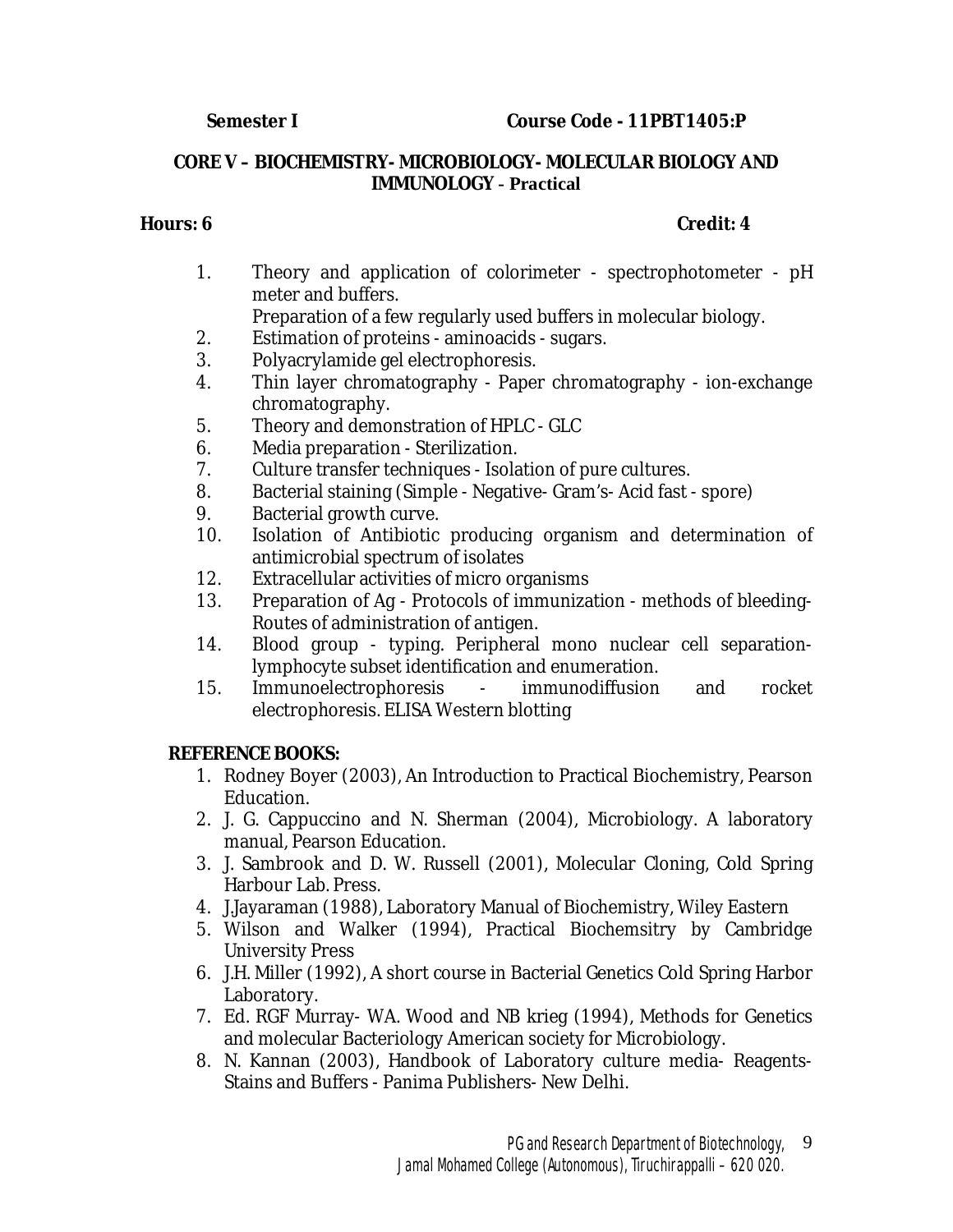**Semester I** **Course Code - 11PBT1405:P**

## CORE V – BIOCHEMISTRY- MICROBIOLOGY- MOLECULAR BIOLOGY AND IMMUNOLOGY - Practical

**Hours: 6** **Credit: 4**

1. Theory and application of colorimeter - spectrophotometer - pH meter and buffers.
   Preparation of a few regularly used buffers in molecular biology.
2. Estimation of proteins - aminoacids - sugars.
3. Polyacrylamide gel electrophoresis.
4. Thin layer chromatography - Paper chromatography - ion-exchange chromatography.
5. Theory and demonstration of HPLC - GLC
6. Media preparation - Sterilization.
7. Culture transfer techniques - Isolation of pure cultures.
8. Bacterial staining (Simple - Negative- Gram's- Acid fast - spore)
9. Bacterial growth curve.
10. Isolation of Antibiotic producing organism and determination of antimicrobial spectrum of isolates
12. Extracellular activities of micro organisms
13. Preparation of Ag - Protocols of immunization - methods of bleeding- Routes of administration of antigen.
14. Blood group - typing. Peripheral mono nuclear cell separation- lymphocyte subset identification and enumeration.
15. Immunoelectrophoresis - immunodiffusion and rocket electrophoresis. ELISA Western blotting

**REFERENCE BOOKS:**

1. Rodney Boyer (2003), An Introduction to Practical Biochemistry, Pearson Education.
2. J. G. Cappuccino and N. Sherman (2004), Microbiology. A laboratory manual, Pearson Education.
3. J. Sambrook and D. W. Russell (2001), Molecular Cloning, Cold Spring Harbour Lab. Press.
4. J.Jayaraman (1988), Laboratory Manual of Biochemistry, Wiley Eastern
5. Wilson and Walker (1994), Practical Biochemsitry by Cambridge University Press
6. J.H. Miller (1992), A short course in Bacterial Genetics Cold Spring Harbor Laboratory.
7. Ed. RGF Murray- WA. Wood and NB krieg (1994), Methods for Genetics and molecular Bacteriology American society for Microbiology.
8. N. Kannan (2003), Handbook of Laboratory culture media- Reagents- Stains and Buffers - Panima Publishers- New Delhi.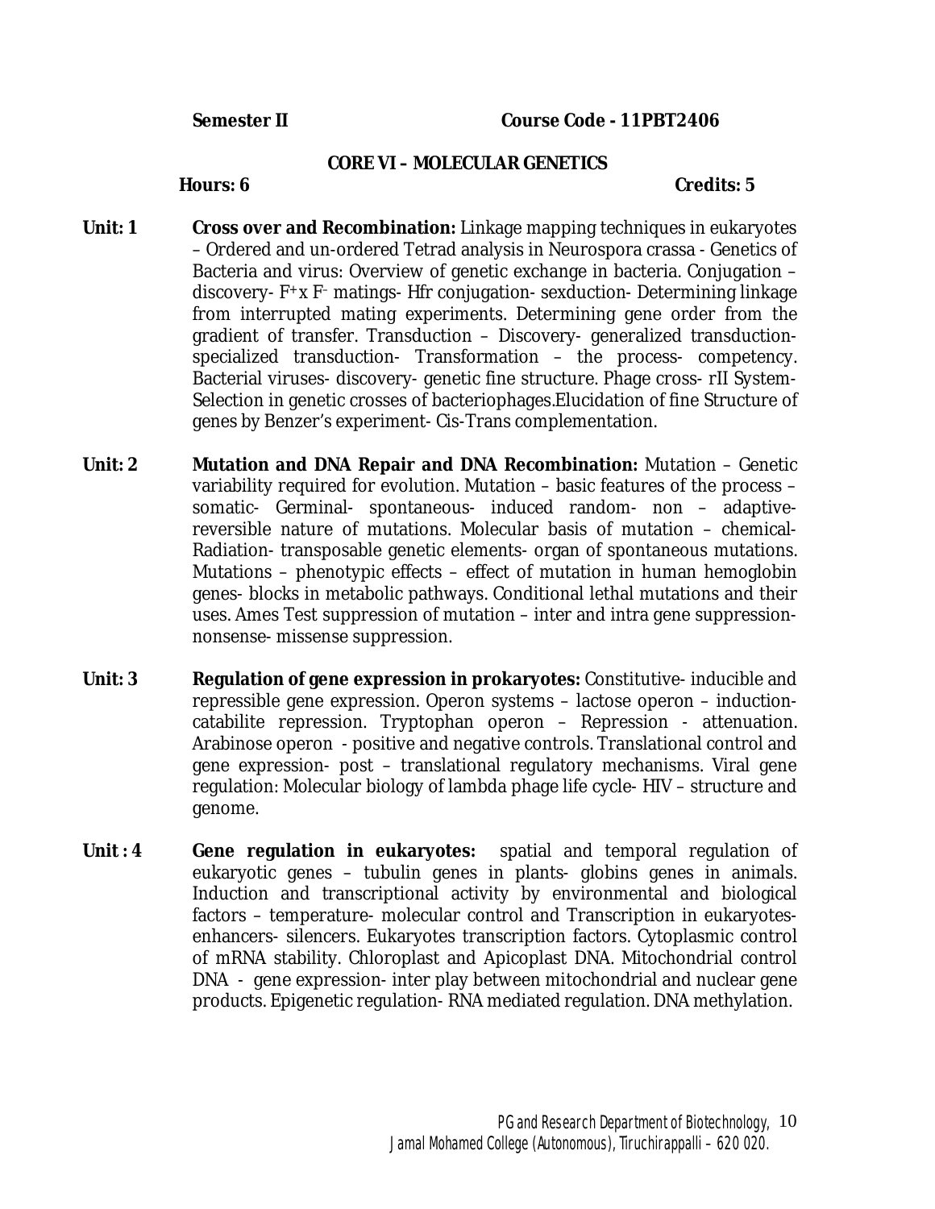**Semester II** **Course Code - 11PBT2406**

## CORE VI – MOLECULAR GENETICS

**Hours: 6** **Credits: 5**

**Unit: 1** **Cross over and Recombination:** Linkage mapping techniques in eukaryotes – Ordered and un-ordered Tetrad analysis in Neurospora crassa - Genetics of Bacteria and virus: Overview of genetic exchange in bacteria. Conjugation – discovery- $F^{+}$ x $F^{-}$ matings- Hfr conjugation- sexduction- Determining linkage from interrupted mating experiments. Determining gene order from the gradient of transfer. Transduction – Discovery- generalized transduction- specialized transduction- Transformation – the process- competency. Bacterial viruses- discovery- genetic fine structure. Phage cross- rII System- Selection in genetic crosses of bacteriophages.Elucidation of fine Structure of genes by Benzer's experiment- Cis-Trans complementation.

**Unit: 2** **Mutation and DNA Repair and DNA Recombination:** Mutation – Genetic variability required for evolution. Mutation – basic features of the process – somatic- Germinal- spontaneous- induced random- non – adaptive- reversible nature of mutations. Molecular basis of mutation – chemical- Radiation- transposable genetic elements- organ of spontaneous mutations. Mutations – phenotypic effects – effect of mutation in human hemoglobin genes- blocks in metabolic pathways. Conditional lethal mutations and their uses. Ames Test suppression of mutation – inter and intra gene suppression- nonsense- missense suppression.

**Unit: 3** **Regulation of gene expression in prokaryotes:** Constitutive- inducible and repressible gene expression. Operon systems – lactose operon – induction- catabilite repression. Tryptophan operon – Repression - attenuation. Arabinose operon - positive and negative controls. Translational control and gene expression- post – translational regulatory mechanisms. Viral gene regulation: Molecular biology of lambda phage life cycle- HIV – structure and genome.

**Unit : 4** **Gene regulation in eukaryotes:** spatial and temporal regulation of eukaryotic genes – tubulin genes in plants- globins genes in animals. Induction and transcriptional activity by environmental and biological factors – temperature- molecular control and Transcription in eukaryotes- enhancers- silencers. Eukaryotes transcription factors. Cytoplasmic control of mRNA stability. Chloroplast and Apicoplast DNA. Mitochondrial control DNA - gene expression- inter play between mitochondrial and nuclear gene products. Epigenetic regulation- RNA mediated regulation. DNA methylation.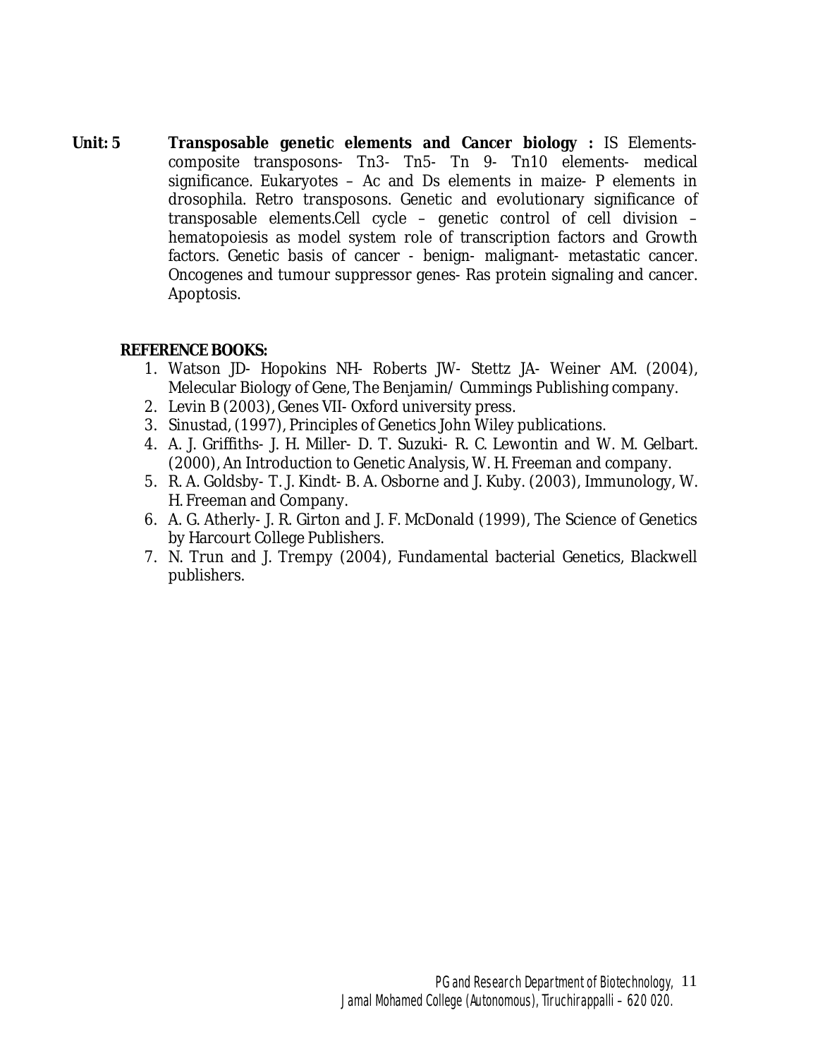**Unit: 5** **Transposable genetic elements and Cancer biology :** IS Elements- composite transposons- Tn3- Tn5- Tn 9- Tn10 elements- medical significance. Eukaryotes – Ac and Ds elements in maize- P elements in drosophila. Retro transposons. Genetic and evolutionary significance of transposable elements.Cell cycle – genetic control of cell division – hematopoiesis as model system role of transcription factors and Growth factors. Genetic basis of cancer - benign- malignant- metastatic cancer. Oncogenes and tumour suppressor genes- Ras protein signaling and cancer. Apoptosis.

**REFERENCE BOOKS:**

1. Watson JD- Hopokins NH- Roberts JW- Stettz JA- Weiner AM. (2004), Melecular Biology of Gene, The Benjamin/ Cummings Publishing company.
2. Levin B (2003), Genes VII- Oxford university press.
3. Sinustad, (1997), Principles of Genetics John Wiley publications.
4. A. J. Griffiths- J. H. Miller- D. T. Suzuki- R. C. Lewontin and W. M. Gelbart. (2000), An Introduction to Genetic Analysis, W. H. Freeman and company.
5. R. A. Goldsby- T. J. Kindt- B. A. Osborne and J. Kuby. (2003), Immunology, W. H. Freeman and Company.
6. A. G. Atherly- J. R. Girton and J. F. McDonald (1999), The Science of Genetics by Harcourt College Publishers.
7. N. Trun and J. Trempy (2004), Fundamental bacterial Genetics, Blackwell publishers.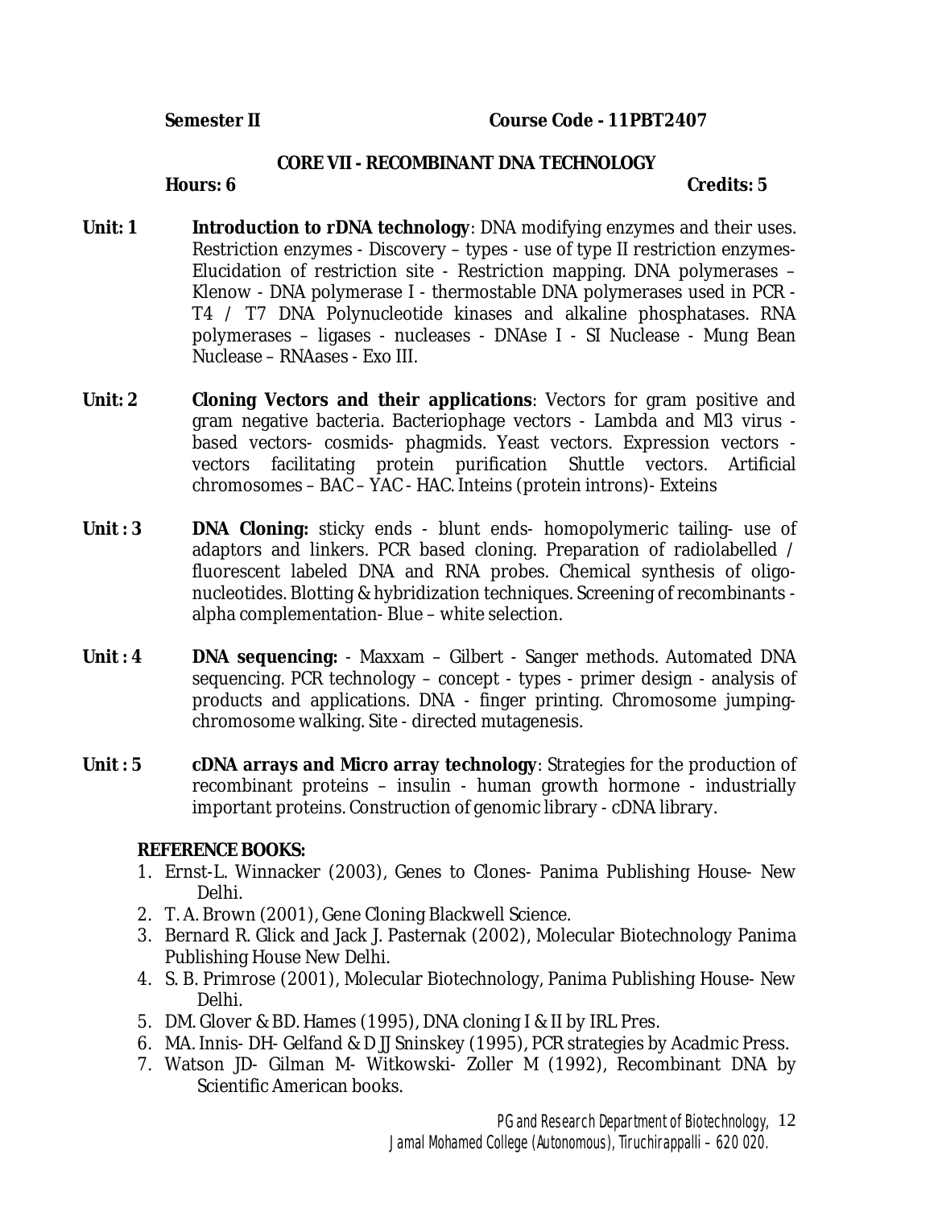**Semester II** **Course Code - 11PBT2407**

## CORE VII - RECOMBINANT DNA TECHNOLOGY

**Hours: 6** **Credits: 5**

**Unit: 1** **Introduction to rDNA technology**: DNA modifying enzymes and their uses. Restriction enzymes - Discovery – types - use of type II restriction enzymes- Elucidation of restriction site - Restriction mapping. DNA polymerases – Klenow - DNA polymerase I - thermostable DNA polymerases used in PCR - T4 / T7 DNA Polynucleotide kinases and alkaline phosphatases. RNA polymerases – ligases - nucleases - DNAse I - SI Nuclease - Mung Bean Nuclease – RNAases - Exo III.

**Unit: 2** **Cloning Vectors and their applications**: Vectors for gram positive and gram negative bacteria. Bacteriophage vectors - Lambda and Ml3 virus - based vectors- cosmids- phagmids. Yeast vectors. Expression vectors - vectors facilitating protein purification Shuttle vectors. Artificial chromosomes – BAC – YAC - HAC. Inteins (protein introns)- Exteins

**Unit : 3** **DNA Cloning:** sticky ends - blunt ends- homopolymeric tailing- use of adaptors and linkers. PCR based cloning. Preparation of radiolabelled / fluorescent labeled DNA and RNA probes. Chemical synthesis of oligo-nucleotides. Blotting & hybridization techniques. Screening of recombinants - alpha complementation- Blue – white selection.

**Unit : 4** **DNA sequencing:** - Maxxam – Gilbert - Sanger methods. Automated DNA sequencing. PCR technology – concept - types - primer design - analysis of products and applications. DNA - finger printing. Chromosome jumping- chromosome walking. Site - directed mutagenesis.

**Unit : 5** **cDNA arrays and Micro array technology**: Strategies for the production of recombinant proteins – insulin - human growth hormone - industrially important proteins. Construction of genomic library - cDNA library.

**REFERENCE BOOKS:**

1. Ernst-L. Winnacker (2003), Genes to Clones- Panima Publishing House- New Delhi.
2. T. A. Brown (2001), Gene Cloning Blackwell Science.
3. Bernard R. Glick and Jack J. Pasternak (2002), Molecular Biotechnology Panima Publishing House New Delhi.
4. S. B. Primrose (2001), Molecular Biotechnology, Panima Publishing House- New Delhi.
5. DM. Glover & BD. Hames (1995), DNA cloning I & II by IRL Pres.
6. MA. Innis- DH- Gelfand & D JJ Sninskey (1995), PCR strategies by Acadmic Press.
7. Watson JD- Gilman M- Witkowski- Zoller M (1992), Recombinant DNA by Scientific American books.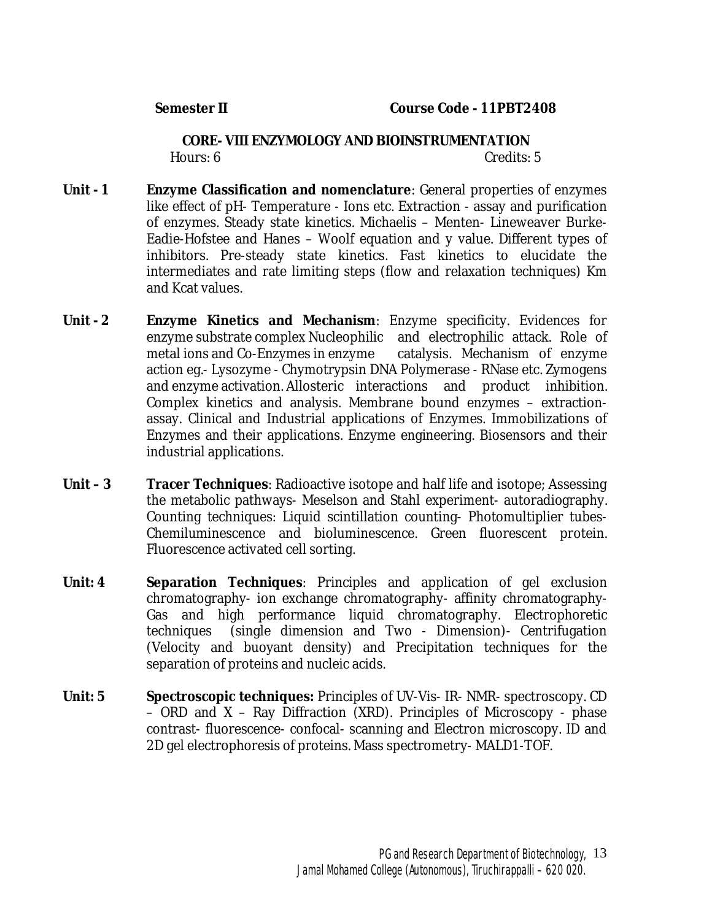**Semester II** **Course Code - 11PBT2408**

## CORE- VIII ENZYMOLOGY AND BIOINSTRUMENTATION

Hours: 6 Credits: 5

**Unit - 1** **Enzyme Classification and nomenclature**: General properties of enzymes like effect of pH- Temperature - Ions etc. Extraction - assay and purification of enzymes. Steady state kinetics. Michaelis – Menten- Lineweaver Burke- Eadie-Hofstee and Hanes – Woolf equation and y value. Different types of inhibitors. Pre-steady state kinetics. Fast kinetics to elucidate the intermediates and rate limiting steps (flow and relaxation techniques) Km and Kcat values.

**Unit - 2** **Enzyme Kinetics and Mechanism**: Enzyme specificity. Evidences for enzyme substrate complex Nucleophilic and electrophilic attack. Role of metal ions and Co-Enzymes in enzyme catalysis. Mechanism of enzyme action eg.- Lysozyme - Chymotrypsin DNA Polymerase - RNase etc. Zymogens and enzyme activation. Allosteric interactions and product inhibition. Complex kinetics and analysis. Membrane bound enzymes – extraction-assay. Clinical and Industrial applications of Enzymes. Immobilizations of Enzymes and their applications. Enzyme engineering. Biosensors and their industrial applications.

**Unit – 3** **Tracer Techniques**: Radioactive isotope and half life and isotope; Assessing the metabolic pathways- Meselson and Stahl experiment- autoradiography. Counting techniques: Liquid scintillation counting- Photomultiplier tubes- Chemiluminescence and bioluminescence. Green fluorescent protein. Fluorescence activated cell sorting.

**Unit: 4** **Separation Techniques**: Principles and application of gel exclusion chromatography- ion exchange chromatography- affinity chromatography- Gas and high performance liquid chromatography. Electrophoretic techniques (single dimension and Two - Dimension)- Centrifugation (Velocity and buoyant density) and Precipitation techniques for the separation of proteins and nucleic acids.

**Unit: 5** **Spectroscopic techniques:** Principles of UV-Vis- IR- NMR- spectroscopy. CD – ORD and X – Ray Diffraction (XRD). Principles of Microscopy - phase contrast- fluorescence- confocal- scanning and Electron microscopy. ID and 2D gel electrophoresis of proteins. Mass spectrometry- MALD1-TOF.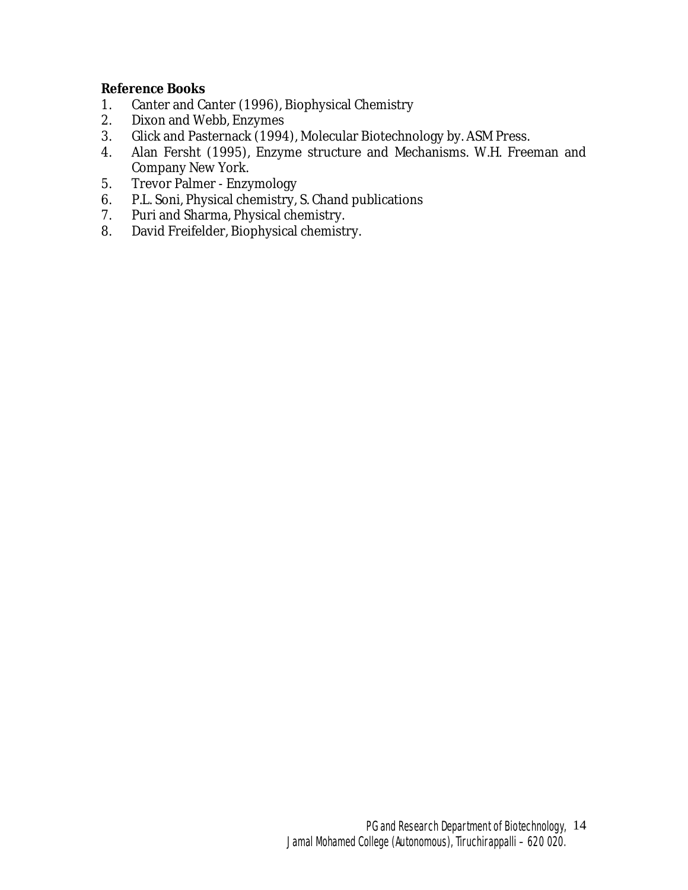**Reference Books**

1. Canter and Canter (1996), Biophysical Chemistry
2. Dixon and Webb, Enzymes
3. Glick and Pasternack (1994), Molecular Biotechnology by. ASM Press.
4. Alan Fersht (1995), Enzyme structure and Mechanisms. W.H. Freeman and Company New York.
5. Trevor Palmer - Enzymology
6. P.L. Soni, Physical chemistry, S. Chand publications
7. Puri and Sharma, Physical chemistry.
8. David Freifelder, Biophysical chemistry.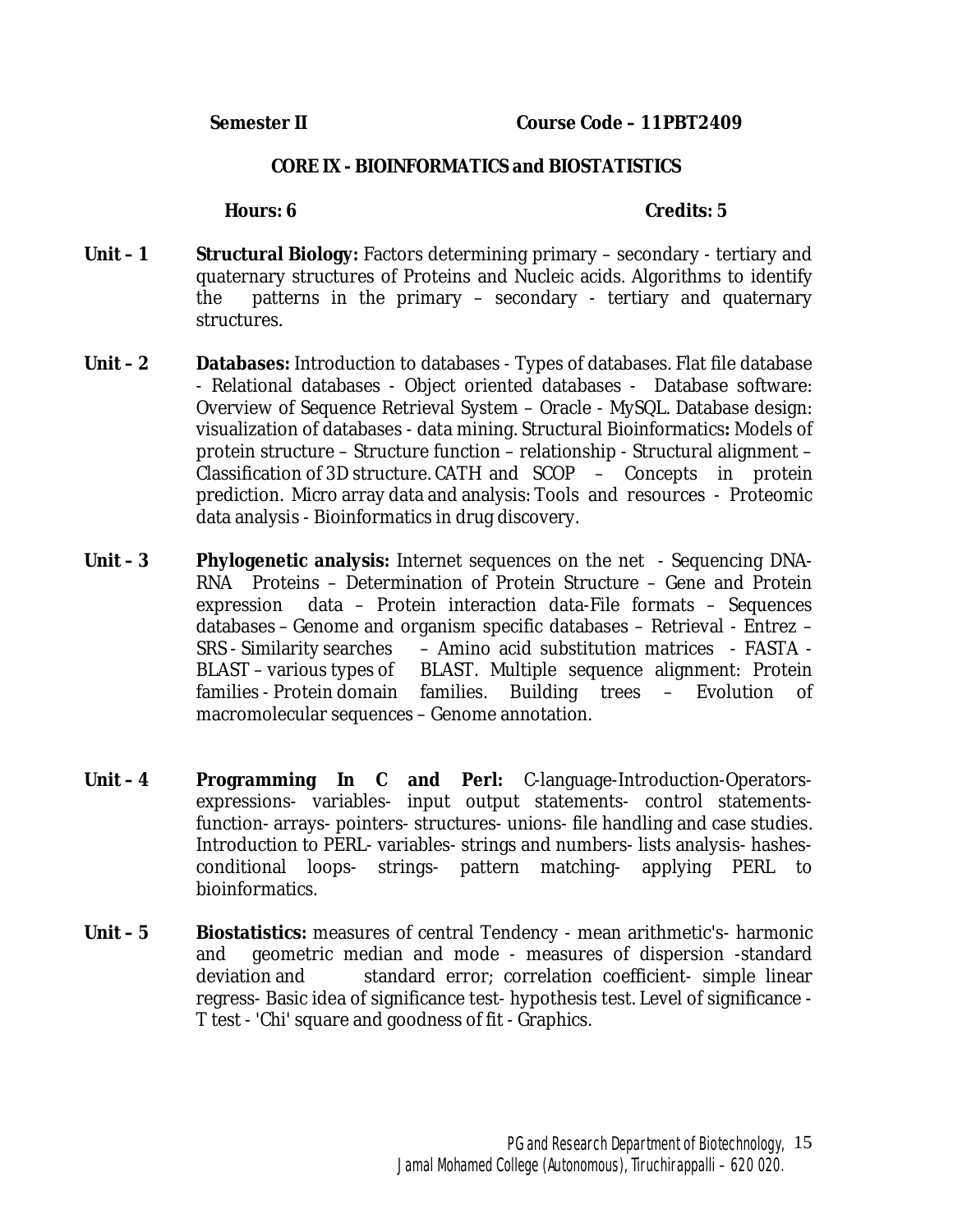**Semester II** **Course Code – 11PBT2409**

## CORE IX - BIOINFORMATICS and BIOSTATISTICS

**Hours: 6** **Credits: 5**

**Unit – 1** **Structural Biology:** Factors determining primary – secondary - tertiary and quaternary structures of Proteins and Nucleic acids. Algorithms to identify the patterns in the primary – secondary - tertiary and quaternary structures.

**Unit – 2** **Databases:** Introduction to databases - Types of databases. Flat file database - Relational databases - Object oriented databases - Database software: Overview of Sequence Retrieval System – Oracle - MySQL. Database design: visualization of databases - data mining. Structural Bioinformatics**:** Models of protein structure – Structure function – relationship - Structural alignment – Classification of 3D structure. CATH and SCOP – Concepts in protein prediction. Micro array data and analysis: Tools and resources - Proteomic data analysis - Bioinformatics in drug discovery.

**Unit – 3** **Phylogenetic analysis:** Internet sequences on the net - Sequencing DNA-RNA Proteins – Determination of Protein Structure – Gene and Protein expression data – Protein interaction data-File formats – Sequences databases – Genome and organism specific databases – Retrieval - Entrez – SRS - Similarity searches – Amino acid substitution matrices - FASTA - BLAST – various types of BLAST. Multiple sequence alignment: Protein families - Protein domain families. Building trees – Evolution of macromolecular sequences – Genome annotation.

**Unit – 4** **Programming In C and Perl:** C-language-Introduction-Operators-expressions- variables- input output statements- control statements-function- arrays- pointers- structures- unions- file handling and case studies. Introduction to PERL- variables- strings and numbers- lists analysis- hashes-conditional loops- strings- pattern matching- applying PERL to bioinformatics.

**Unit – 5** **Biostatistics:** measures of central Tendency - mean arithmetic's- harmonic and geometric median and mode - measures of dispersion -standard deviation and standard error; correlation coefficient- simple linear regress- Basic idea of significance test- hypothesis test. Level of significance - T test - 'Chi' square and goodness of fit - Graphics.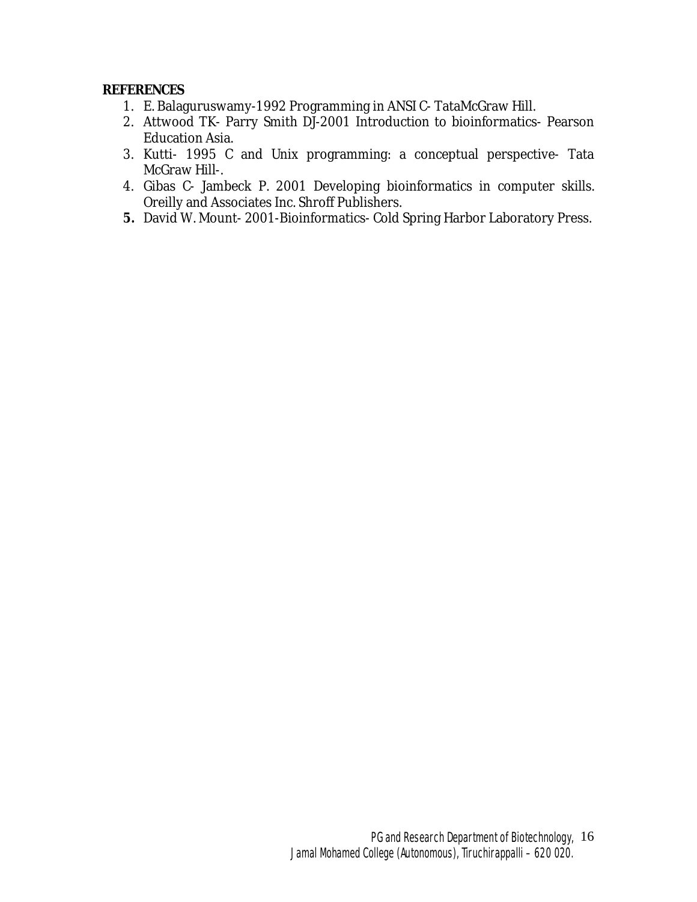**REFERENCES**

1. E. Balaguruswamy-1992 Programming in ANSI C- TataMcGraw Hill.
2. Attwood TK- Parry Smith DJ-2001 Introduction to bioinformatics- Pearson Education Asia.
3. Kutti- 1995 C and Unix programming: a conceptual perspective- Tata McGraw Hill-.
4. Gibas C- Jambeck P. 2001 Developing bioinformatics in computer skills. Oreilly and Associates Inc. Shroff Publishers.
5. David W. Mount- 2001-Bioinformatics- Cold Spring Harbor Laboratory Press.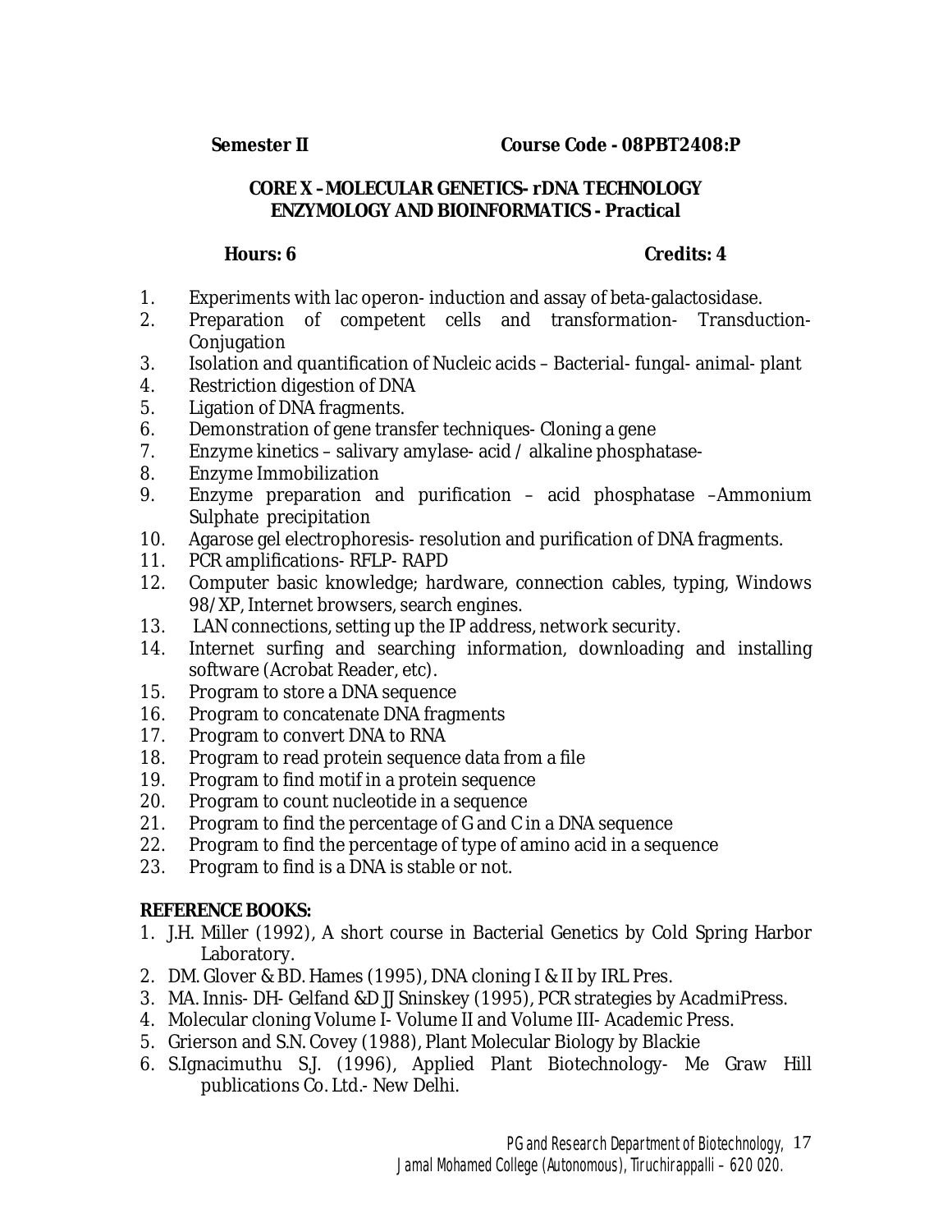**Semester II** **Course Code - 08PBT2408:P**

## CORE X – MOLECULAR GENETICS- rDNA TECHNOLOGY ENZYMOLOGY AND BIOINFORMATICS - Practical

**Hours: 6** **Credits: 4**

1. Experiments with lac operon- induction and assay of beta-galactosidase.
2. Preparation of competent cells and transformation- Transduction-Conjugation
3. Isolation and quantification of Nucleic acids – Bacterial- fungal- animal- plant
4. Restriction digestion of DNA
5. Ligation of DNA fragments.
6. Demonstration of gene transfer techniques- Cloning a gene
7. Enzyme kinetics – salivary amylase- acid / alkaline phosphatase-
8. Enzyme Immobilization
9. Enzyme preparation and purification – acid phosphatase –Ammonium Sulphate precipitation
10. Agarose gel electrophoresis- resolution and purification of DNA fragments.
11. PCR amplifications- RFLP- RAPD
12. Computer basic knowledge; hardware, connection cables, typing, Windows 98/XP, Internet browsers, search engines.
13. LAN connections, setting up the IP address, network security.
14. Internet surfing and searching information, downloading and installing software (Acrobat Reader, etc).
15. Program to store a DNA sequence
16. Program to concatenate DNA fragments
17. Program to convert DNA to RNA
18. Program to read protein sequence data from a file
19. Program to find motif in a protein sequence
20. Program to count nucleotide in a sequence
21. Program to find the percentage of G and C in a DNA sequence
22. Program to find the percentage of type of amino acid in a sequence
23. Program to find is a DNA is stable or not.

**REFERENCE BOOKS:**

1. J.H. Miller (1992), A short course in Bacterial Genetics by Cold Spring Harbor Laboratory.
2. DM. Glover & BD. Hames (1995), DNA cloning I & II by IRL Pres.
3. MA. Innis- DH- Gelfand &D JJ Sninskey (1995), PCR strategies by AcadmiPress.
4. Molecular cloning Volume I- Volume II and Volume III- Academic Press.
5. Grierson and S.N. Covey (1988), Plant Molecular Biology by Blackie
6. S.Ignacimuthu S.J. (1996), Applied Plant Biotechnology- Me Graw Hill publications Co. Ltd.- New Delhi.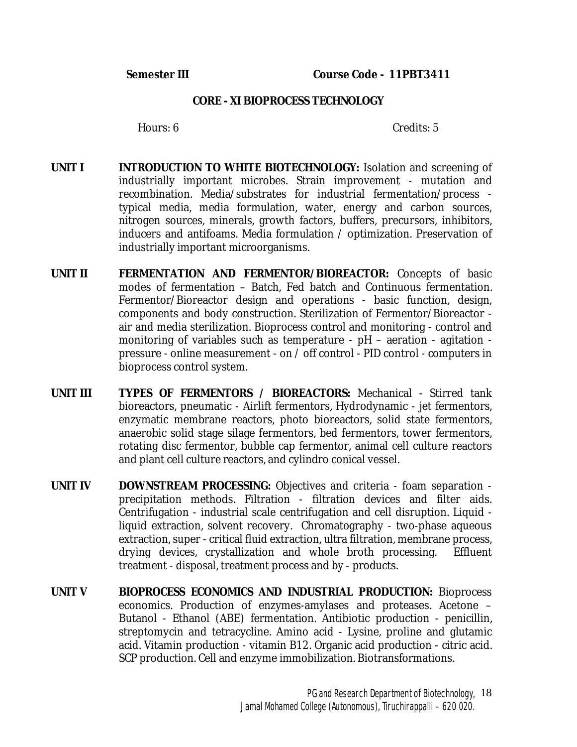**Semester III** **Course Code - 11PBT3411**

## CORE - XI BIOPROCESS TECHNOLOGY

Hours: 6 Credits: 5

**UNIT I** **INTRODUCTION TO WHITE BIOTECHNOLOGY:** Isolation and screening of industrially important microbes. Strain improvement - mutation and recombination. Media/substrates for industrial fermentation/process - typical media, media formulation, water, energy and carbon sources, nitrogen sources, minerals, growth factors, buffers, precursors, inhibitors, inducers and antifoams. Media formulation / optimization. Preservation of industrially important microorganisms.

**UNIT II** **FERMENTATION AND FERMENTOR/BIOREACTOR:** Concepts of basic modes of fermentation – Batch, Fed batch and Continuous fermentation. Fermentor/Bioreactor design and operations - basic function, design, components and body construction. Sterilization of Fermentor/Bioreactor - air and media sterilization. Bioprocess control and monitoring - control and monitoring of variables such as temperature - pH – aeration - agitation - pressure - online measurement - on / off control - PID control - computers in bioprocess control system.

**UNIT III** **TYPES OF FERMENTORS / BIOREACTORS:** Mechanical - Stirred tank bioreactors, pneumatic - Airlift fermentors, Hydrodynamic - jet fermentors, enzymatic membrane reactors, photo bioreactors, solid state fermentors, anaerobic solid stage silage fermentors, bed fermentors, tower fermentors, rotating disc fermentor, bubble cap fermentor, animal cell culture reactors and plant cell culture reactors, and cylindro conical vessel.

**UNIT IV** **DOWNSTREAM PROCESSING:** Objectives and criteria - foam separation - precipitation methods. Filtration - filtration devices and filter aids. Centrifugation - industrial scale centrifugation and cell disruption. Liquid - liquid extraction, solvent recovery. Chromatography - two-phase aqueous extraction, super - critical fluid extraction, ultra filtration, membrane process, drying devices, crystallization and whole broth processing. Effluent treatment - disposal, treatment process and by - products.

**UNIT V** **BIOPROCESS ECONOMICS AND INDUSTRIAL PRODUCTION:** Bioprocess economics. Production of enzymes-amylases and proteases. Acetone – Butanol - Ethanol (ABE) fermentation. Antibiotic production - penicillin, streptomycin and tetracycline. Amino acid - Lysine, proline and glutamic acid. Vitamin production - vitamin B12. Organic acid production - citric acid. SCP production. Cell and enzyme immobilization. Biotransformations.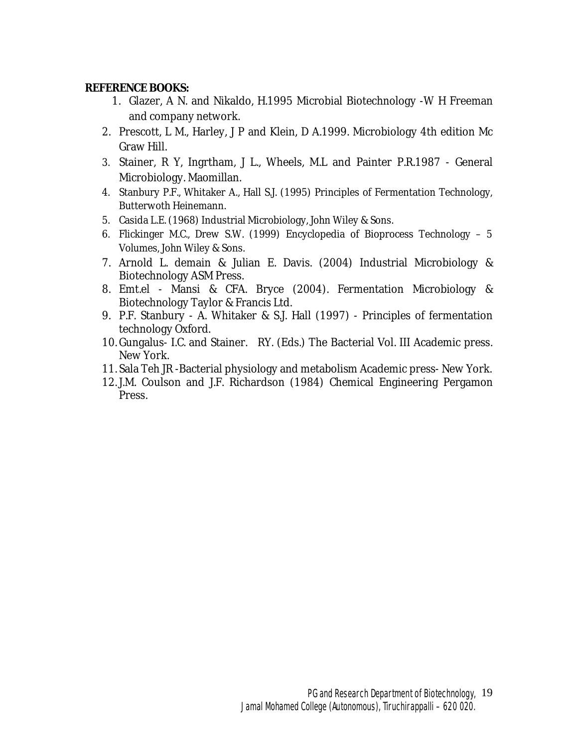**REFERENCE BOOKS:**

1. Glazer, A N. and Nikaldo, H.1995 Microbial Biotechnology -W H Freeman and company network.
2. Prescott, L M., Harley, J P and Klein, D A.1999. Microbiology 4th edition Mc Graw Hill.
3. Stainer, R Y, Ingrtham, J L., Wheels, M.L and Painter P.R.1987 - General Microbiology. Maomillan.
4. Stanbury P.F., Whitaker A., Hall S.J. (1995) Principles of Fermentation Technology, Butterwoth Heinemann.
5. Casida L.E. (1968) Industrial Microbiology, John Wiley & Sons.
6. Flickinger M.C., Drew S.W. (1999) Encyclopedia of Bioprocess Technology – 5 Volumes, John Wiley & Sons.
7. Arnold L. demain & Julian E. Davis. (2004) Industrial Microbiology & Biotechnology ASM Press.
8. Emt.el - Mansi & CFA. Bryce (2004). Fermentation Microbiology & Biotechnology Taylor & Francis Ltd.
9. P.F. Stanbury - A. Whitaker & S.J. Hall (1997) - Principles of fermentation technology Oxford.
10. Gungalus- I.C. and Stainer. RY. (Eds.) The Bacterial Vol. III Academic press. New York.
11. Sala Teh JR -Bacterial physiology and metabolism Academic press- New York.
12. J.M. Coulson and J.F. Richardson (1984) Chemical Engineering Pergamon Press.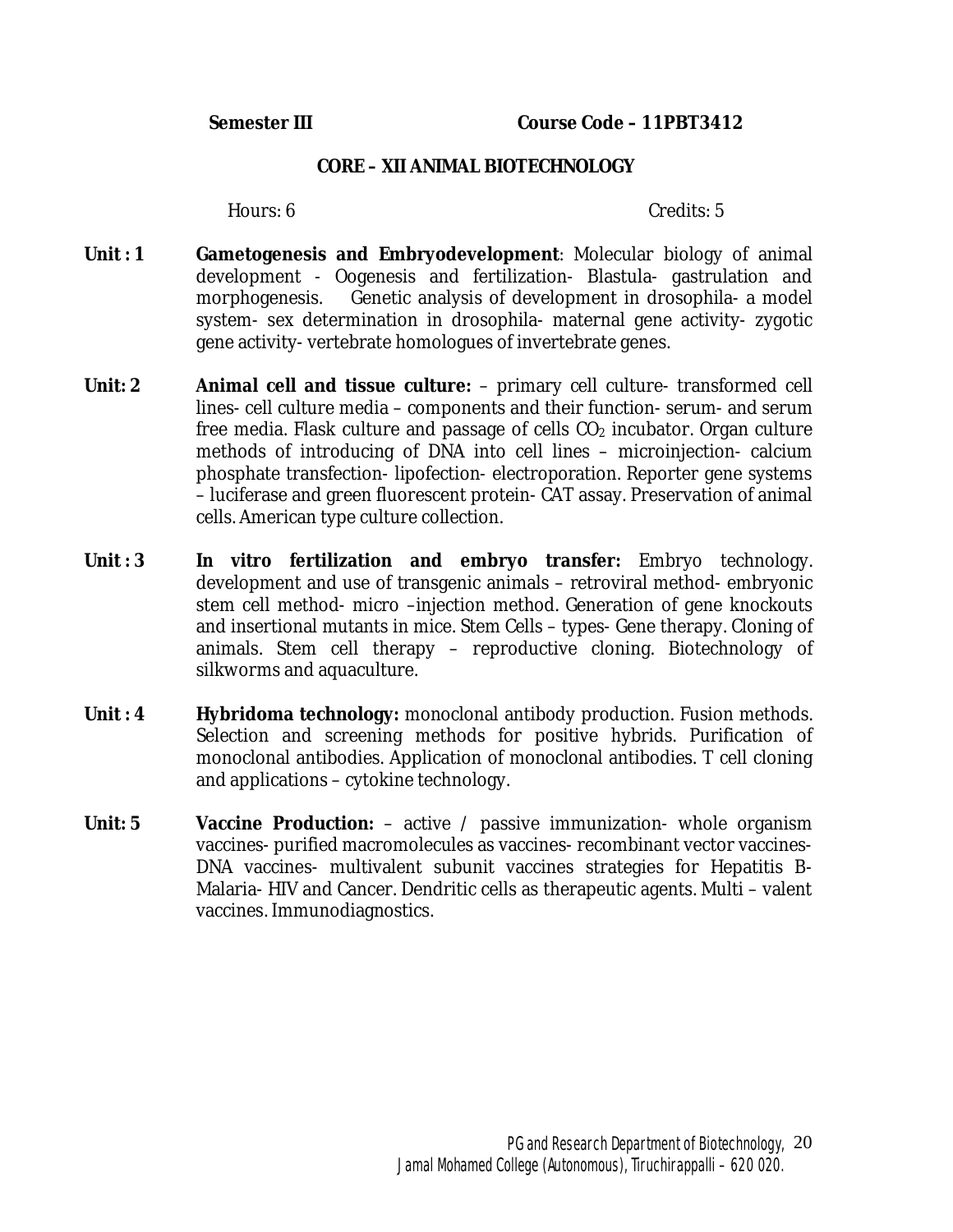**Semester III** **Course Code – 11PBT3412**

## CORE – XII ANIMAL BIOTECHNOLOGY

Hours: 6 Credits: 5

**Unit : 1** **Gameto​genesis and Embryodevelopment**: Molecular biology of animal development - Oogenesis and fertilization- Blastula- gastrulation and morphogenesis. Genetic analysis of development in drosophila- a model system- sex determination in drosophila- maternal gene activity- zygotic gene activity- vertebrate homologues of invertebrate genes.

**Unit: 2** **Animal cell and tissue culture:** – primary cell culture- transformed cell lines- cell culture media – components and their function- serum- and serum free media. Flask culture and passage of cells $CO_2$ incubator. Organ culture methods of introducing of DNA into cell lines – microinjection- calcium phosphate transfection- lipofection- electroporation. Reporter gene systems – luciferase and green fluorescent protein- CAT assay. Preservation of animal cells. American type culture collection.

**Unit : 3** **In vitro fertilization and embryo transfer:** Embryo technology. development and use of transgenic animals – retroviral method- embryonic stem cell method- micro –injection method. Generation of gene knockouts and insertional mutants in mice. Stem Cells – types- Gene therapy. Cloning of animals. Stem cell therapy – reproductive cloning. Biotechnology of silkworms and aquaculture.

**Unit : 4** **Hybridoma technology:** monoclonal antibody production. Fusion methods. Selection and screening methods for positive hybrids. Purification of monoclonal antibodies. Application of monoclonal antibodies. T cell cloning and applications – cytokine technology.

**Unit: 5** **Vaccine Production:** – active / passive immunization- whole organism vaccines- purified macromolecules as vaccines- recombinant vector vaccines- DNA vaccines- multivalent subunit vaccines strategies for Hepatitis B- Malaria- HIV and Cancer. Dendritic cells as therapeutic agents. Multi – valent vaccines. Immunodiagnostics.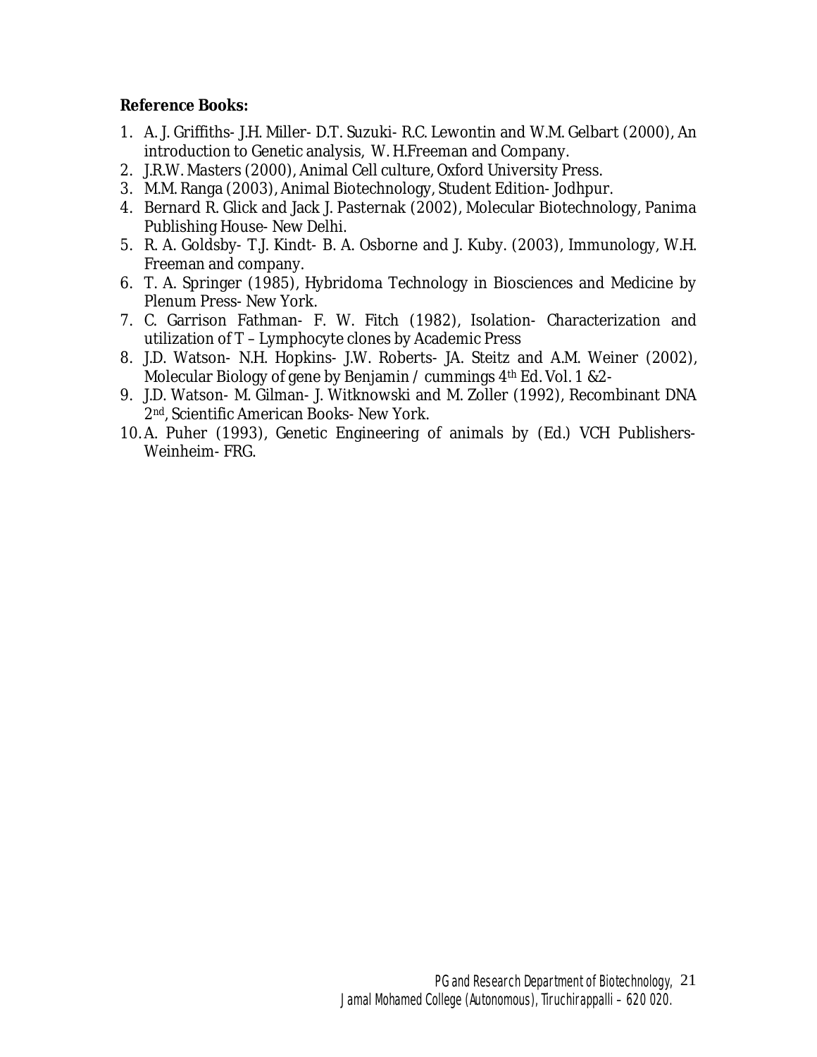**Reference Books:**

1. A. J. Griffiths- J.H. Miller- D.T. Suzuki- R.C. Lewontin and W.M. Gelbart (2000), An introduction to Genetic analysis, W. H.Freeman and Company.
2. J.R.W. Masters (2000), Animal Cell culture, Oxford University Press.
3. M.M. Ranga (2003), Animal Biotechnology, Student Edition- Jodhpur.
4. Bernard R. Glick and Jack J. Pasternak (2002), Molecular Biotechnology, Panima Publishing House- New Delhi.
5. R. A. Goldsby- T.J. Kindt- B. A. Osborne and J. Kuby. (2003), Immunology, W.H. Freeman and company.
6. T. A. Springer (1985), Hybridoma Technology in Biosciences and Medicine by Plenum Press- New York.
7. C. Garrison Fathman- F. W. Fitch (1982), Isolation- Characterization and utilization of T – Lymphocyte clones by Academic Press
8. J.D. Watson- N.H. Hopkins- J.W. Roberts- JA. Steitz and A.M. Weiner (2002), Molecular Biology of gene by Benjamin / cummings 4th Ed. Vol. 1 &2-
9. J.D. Watson- M. Gilman- J. Witknowski and M. Zoller (1992), Recombinant DNA 2nd, Scientific American Books- New York.
10. A. Puher (1993), Genetic Engineering of animals by (Ed.) VCH Publishers- Weinheim- FRG.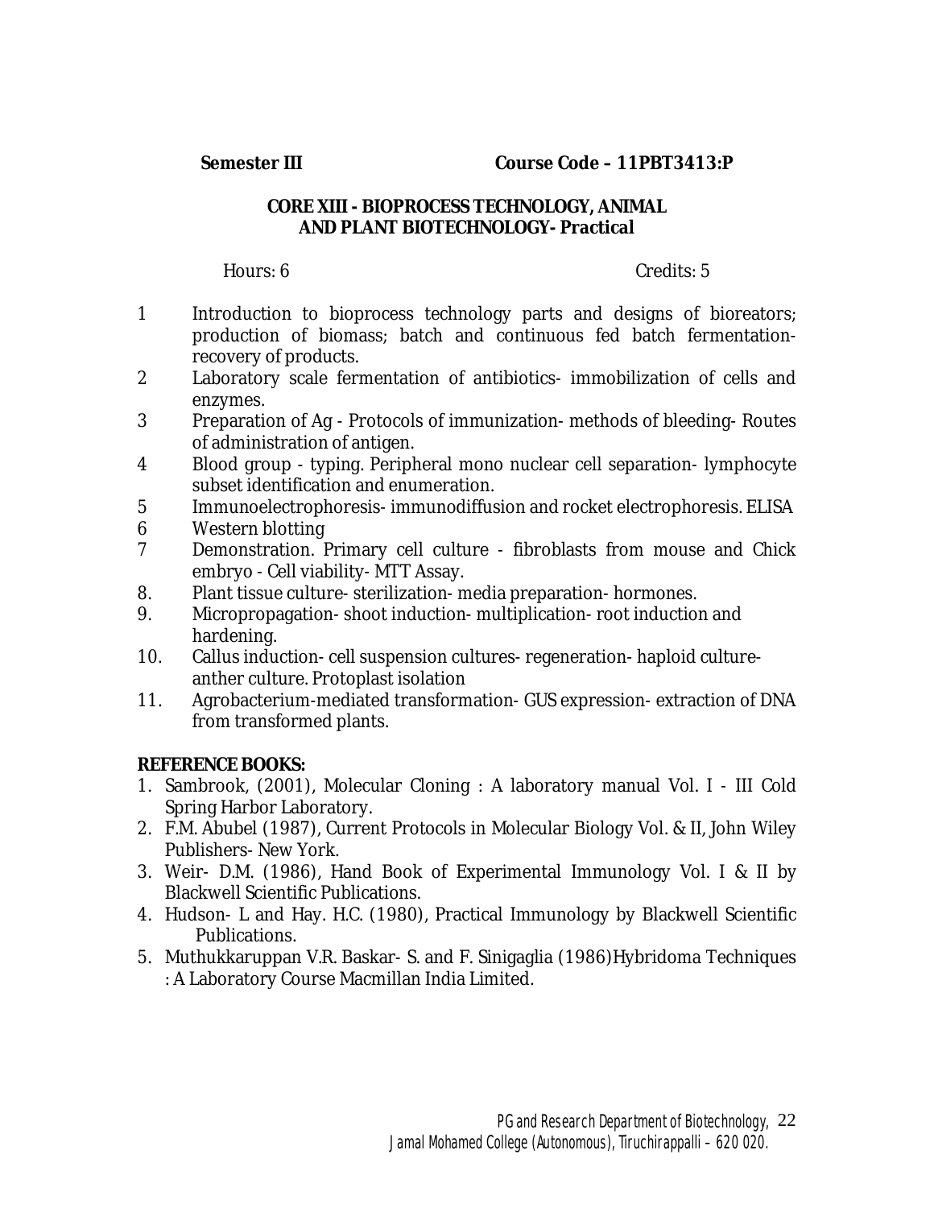**Semester III** **Course Code – 11PBT3413:P**

## CORE XIII - BIOPROCESS TECHNOLOGY, ANIMAL AND PLANT BIOTECHNOLOGY- Practical

Hours: 6 Credits: 5

1. Introduction to bioprocess technology parts and designs of bioreators; production of biomass; batch and continuous fed batch fermentation- recovery of products.
2. Laboratory scale fermentation of antibiotics- immobilization of cells and enzymes.
3. Preparation of Ag - Protocols of immunization- methods of bleeding- Routes of administration of antigen.
4. Blood group - typing. Peripheral mono nuclear cell separation- lymphocyte subset identification and enumeration.
5. Immunoelectrophoresis- immunodiffusion and rocket electrophoresis. ELISA
6. Western blotting
7. Demonstration. Primary cell culture - fibroblasts from mouse and Chick embryo - Cell viability- MTT Assay.
8. Plant tissue culture- sterilization- media preparation- hormones.
9. Micropropagation- shoot induction- multiplication- root induction and hardening.
10. Callus induction- cell suspension cultures- regeneration- haploid culture- anther culture. Protoplast isolation
11. Agrobacterium-mediated transformation- GUS expression- extraction of DNA from transformed plants.

**REFERENCE BOOKS:**

1. Sambrook, (2001), Molecular Cloning : A laboratory manual Vol. I - III Cold Spring Harbor Laboratory.
2. F.M. Abubel (1987), Current Protocols in Molecular Biology Vol. & II, John Wiley Publishers- New York.
3. Weir- D.M. (1986), Hand Book of Experimental Immunology Vol. I & II by Blackwell Scientific Publications.
4. Hudson- L and Hay. H.C. (1980), Practical Immunology by Blackwell Scientific Publications.
5. Muthukkaruppan V.R. Baskar- S. and F. Sinigaglia (1986)Hybridoma Techniques : A Laboratory Course Macmillan India Limited.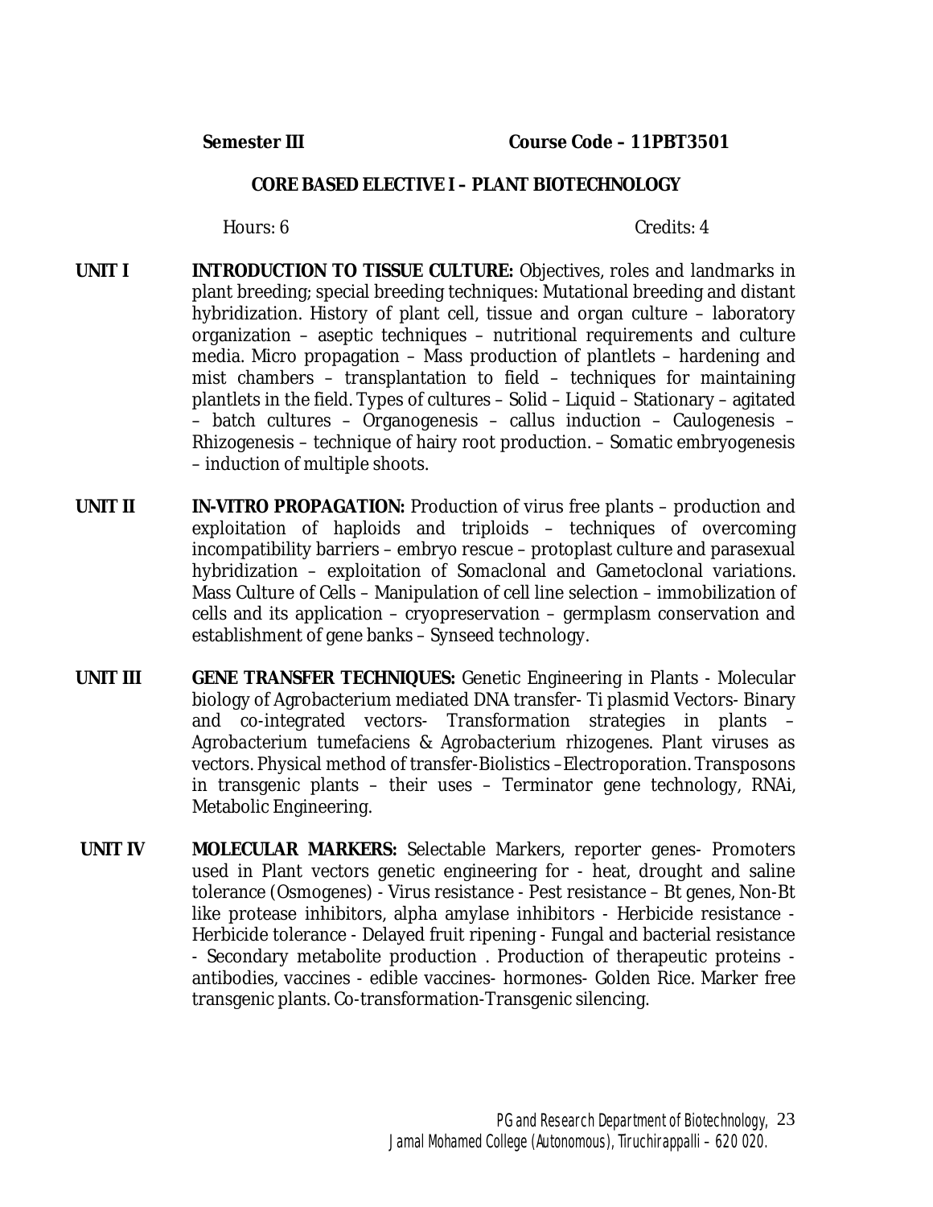**Semester III** **Course Code – 11PBT3501**

## CORE BASED ELECTIVE I – PLANT BIOTECHNOLOGY

Hours: 6 Credits: 4

**UNIT I** **INTRODUCTION TO TISSUE CULTURE:** Objectives, roles and landmarks in plant breeding; special breeding techniques: Mutational breeding and distant hybridization. History of plant cell, tissue and organ culture – laboratory organization – aseptic techniques – nutritional requirements and culture media. Micro propagation – Mass production of plantlets – hardening and mist chambers – transplantation to field – techniques for maintaining plantlets in the field. Types of cultures – Solid – Liquid – Stationary – agitated – batch cultures – Organogenesis – callus induction – Caulogenesis – Rhizogenesis – technique of hairy root production. – Somatic embryogenesis – induction of multiple shoots.

**UNIT II** **IN-VITRO PROPAGATION:** Production of virus free plants – production and exploitation of haploids and triploids – techniques of overcoming incompatibility barriers – embryo rescue – protoplast culture and parasexual hybridization – exploitation of Somaclonal and Gametoclonal variations. Mass Culture of Cells – Manipulation of cell line selection – immobilization of cells and its application – cryopreservation – germplasm conservation and establishment of gene banks – Synseed technology.

**UNIT III** **GENE TRANSFER TECHNIQUES:** Genetic Engineering in Plants - Molecular biology of Agrobacterium mediated DNA transfer- Ti plasmid Vectors- Binary and co-integrated vectors- Transformation strategies in plants – *Agrobacterium tumefaciens* & *Agrobacterium rhizogenes*. Plant viruses as vectors. Physical method of transfer-Biolistics –Electroporation. Transposons in transgenic plants – their uses – Terminator gene technology, RNAi, Metabolic Engineering.

**UNIT IV** **MOLECULAR MARKERS:** Selectable Markers, reporter genes- Promoters used in Plant vectors genetic engineering for - heat, drought and saline tolerance (Osmogenes) - Virus resistance - Pest resistance – Bt genes, Non-Bt like protease inhibitors, alpha amylase inhibitors - Herbicide resistance - Herbicide tolerance - Delayed fruit ripening - Fungal and bacterial resistance - Secondary metabolite production . Production of therapeutic proteins - antibodies, vaccines - edible vaccines- hormones- Golden Rice. Marker free transgenic plants. Co-transformation-Transgenic silencing.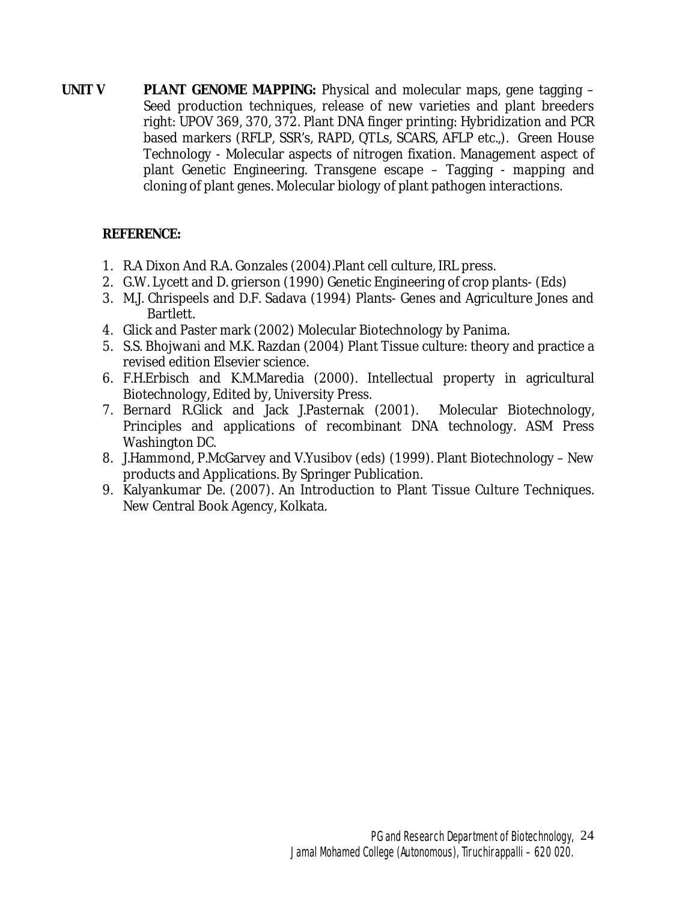**UNIT V** **PLANT GENOME MAPPING:** Physical and molecular maps, gene tagging – Seed production techniques, release of new varieties and plant breeders right: UPOV 369, 370, 372. Plant DNA finger printing: Hybridization and PCR based markers (RFLP, SSR's, RAPD, QTLs, SCARS, AFLP etc.,). Green House Technology - Molecular aspects of nitrogen fixation. Management aspect of plant Genetic Engineering. Transgene escape – Tagging - mapping and cloning of plant genes. Molecular biology of plant pathogen interactions.

**REFERENCE:**

1. R.A Dixon And R.A. Gonzales (2004).Plant cell culture, IRL press.
2. G.W. Lycett and D. grierson (1990) Genetic Engineering of crop plants- (Eds)
3. M.J. Chrispeels and D.F. Sadava (1994) Plants- Genes and Agriculture Jones and Bartlett.
4. Glick and Paster mark (2002) Molecular Biotechnology by Panima.
5. S.S. Bhojwani and M.K. Razdan (2004) Plant Tissue culture: theory and practice a revised edition Elsevier science.
6. F.H.Erbisch and K.M.Maredia (2000). Intellectual property in agricultural Biotechnology, Edited by, University Press.
7. Bernard R.Glick and Jack J.Pasternak (2001). Molecular Biotechnology, Principles and applications of recombinant DNA technology. ASM Press Washington DC.
8. J.Hammond, P.McGarvey and V.Yusibov (eds) (1999). Plant Biotechnology – New products and Applications. By Springer Publication.
9. Kalyankumar De. (2007). An Introduction to Plant Tissue Culture Techniques. New Central Book Agency, Kolkata.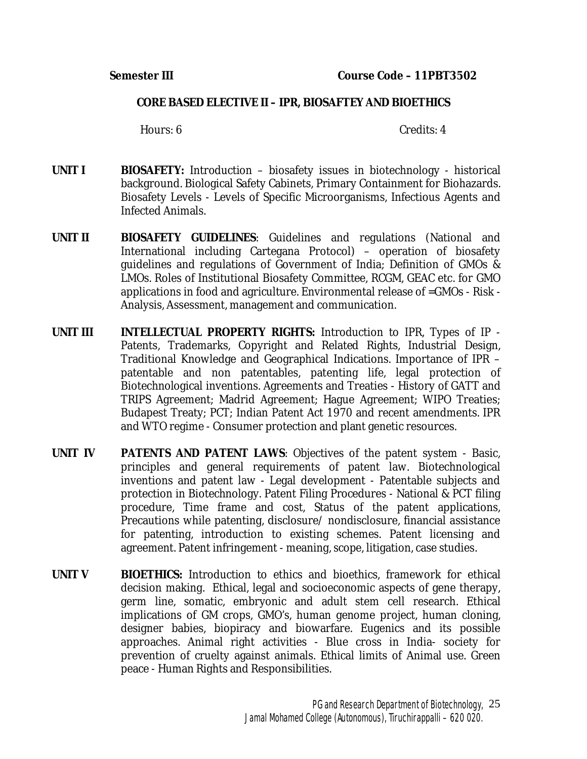**Semester III** **Course Code – 11PBT3502**

**CORE BASED ELECTIVE II – IPR, BIOSAFTEY AND BIOETHICS**

Hours: 6 Credits: 4

**UNIT I** **BIOSAFETY:** Introduction – biosafety issues in biotechnology - historical background. Biological Safety Cabinets, Primary Containment for Biohazards. Biosafety Levels - Levels of Specific Microorganisms, Infectious Agents and Infected Animals.

**UNIT II** **BIOSAFETY GUIDELINES**: Guidelines and regulations (National and International including Cartegana Protocol) – operation of biosafety guidelines and regulations of Government of India; Definition of GMOs & LMOs. Roles of Institutional Biosafety Committee, RCGM, GEAC etc. for GMO applications in food and agriculture. Environmental release of =GMOs - Risk - Analysis, Assessment, management and communication.

**UNIT III** **INTELLECTUAL PROPERTY RIGHTS:** Introduction to IPR, Types of IP - Patents, Trademarks, Copyright and Related Rights, Industrial Design, Traditional Knowledge and Geographical Indications. Importance of IPR – patentable and non patentables, patenting life, legal protection of Biotechnological inventions. Agreements and Treaties - History of GATT and TRIPS Agreement; Madrid Agreement; Hague Agreement; WIPO Treaties; Budapest Treaty; PCT; Indian Patent Act 1970 and recent amendments. IPR and WTO regime - Consumer protection and plant genetic resources.

**UNIT IV** **PATENTS AND PATENT LAWS**: Objectives of the patent system - Basic, principles and general requirements of patent law. Biotechnological inventions and patent law - Legal development - Patentable subjects and protection in Biotechnology. Patent Filing Procedures - National & PCT filing procedure, Time frame and cost, Status of the patent applications, Precautions while patenting, disclosure/ nondisclosure, financial assistance for patenting, introduction to existing schemes. Patent licensing and agreement. Patent infringement - meaning, scope, litigation, case studies.

**UNIT V** **BIOETHICS:** Introduction to ethics and bioethics, framework for ethical decision making. Ethical, legal and socioeconomic aspects of gene therapy, germ line, somatic, embryonic and adult stem cell research. Ethical implications of GM crops, GMO's, human genome project, human cloning, designer babies, biopiracy and biowarfare. Eugenics and its possible approaches. Animal right activities - Blue cross in India- society for prevention of cruelty against animals. Ethical limits of Animal use. Green peace - Human Rights and Responsibilities.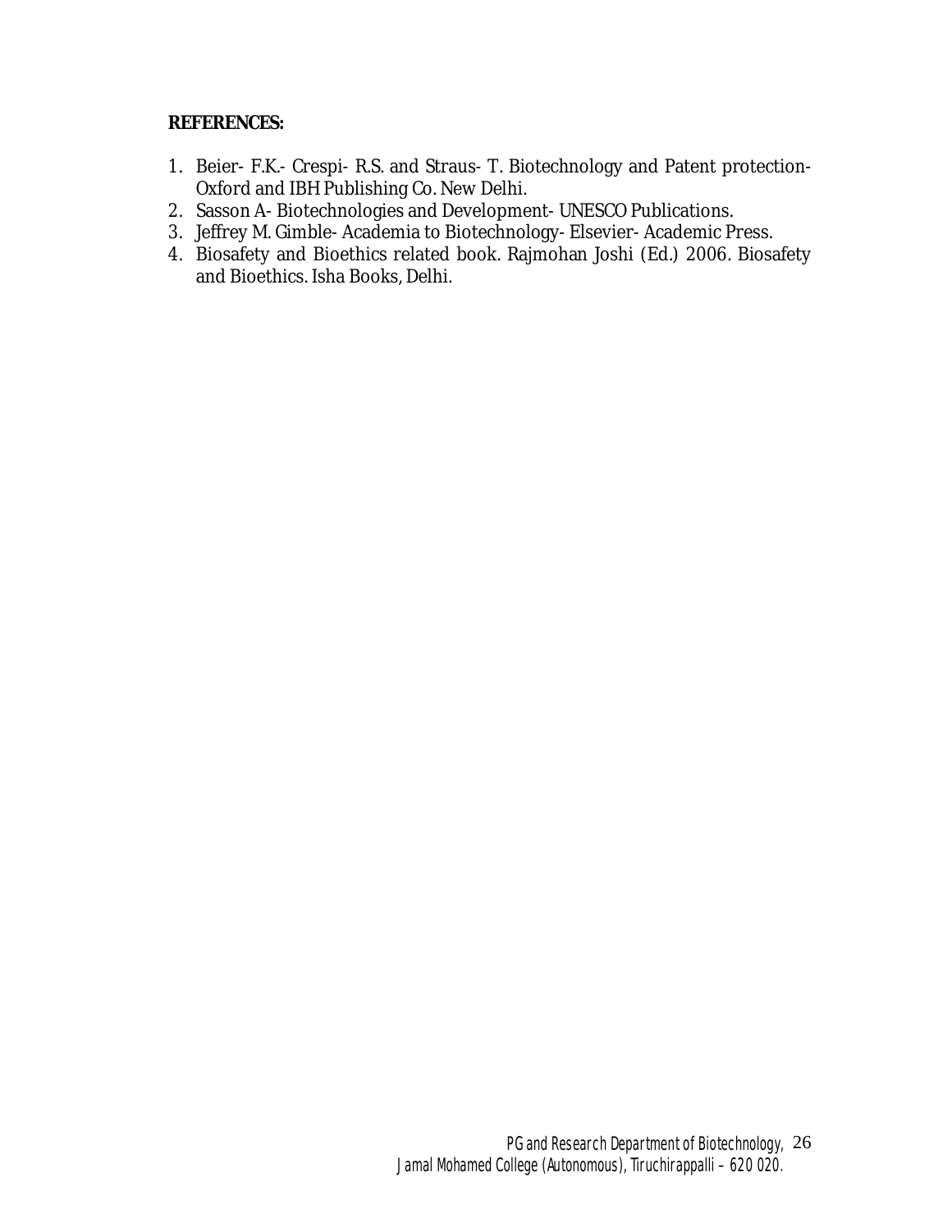**REFERENCES:**

1. Beier- F.K.- Crespi- R.S. and Straus- T. Biotechnology and Patent protection- Oxford and IBH Publishing Co. New Delhi.
2. Sasson A- Biotechnologies and Development- UNESCO Publications.
3. Jeffrey M. Gimble- Academia to Biotechnology- Elsevier- Academic Press.
4. Biosafety and Bioethics related book. Rajmohan Joshi (Ed.) 2006. Biosafety and Bioethics. Isha Books, Delhi.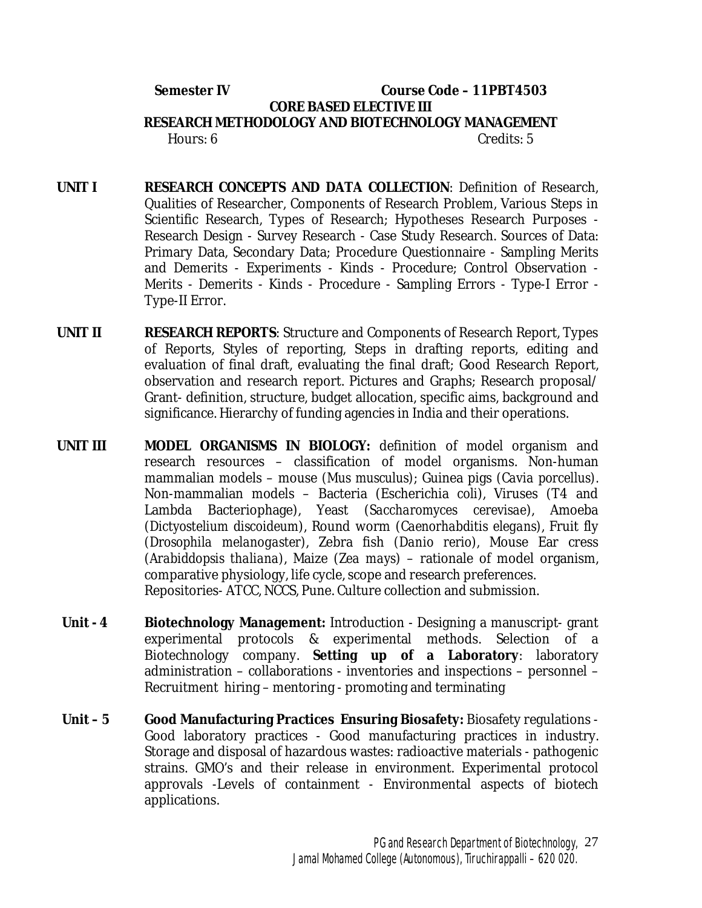**Semester IV** **Course Code – 11PBT4503**

**CORE BASED ELECTIVE III**

**RESEARCH METHODOLOGY AND BIOTECHNOLOGY MANAGEMENT**

Hours: 6 Credits: 5

**UNIT I** **RESEARCH CONCEPTS AND DATA COLLECTION**: Definition of Research, Qualities of Researcher, Components of Research Problem, Various Steps in Scientific Research, Types of Research; Hypotheses Research Purposes - Research Design - Survey Research - Case Study Research. Sources of Data: Primary Data, Secondary Data; Procedure Questionnaire - Sampling Merits and Demerits - Experiments - Kinds - Procedure; Control Observation - Merits - Demerits - Kinds - Procedure - Sampling Errors - Type-I Error - Type-II Error.

**UNIT II** **RESEARCH REPORTS**: Structure and Components of Research Report, Types of Reports, Styles of reporting, Steps in drafting reports, editing and evaluation of final draft, evaluating the final draft; Good Research Report, observation and research report. Pictures and Graphs; Research proposal/ Grant- definition, structure, budget allocation, specific aims, background and significance. Hierarchy of funding agencies in India and their operations.

**UNIT III** **MODEL ORGANISMS IN BIOLOGY:** definition of model organism and research resources – classification of model organisms. Non-human mammalian models – mouse (*Mus musculus*); Guinea pigs (*Cavia porcellus*). Non-mammalian models – Bacteria (*Escherichia coli*), Viruses (T4 and Lambda Bacteriophage), Yeast (*Saccharomyces cerevisae*), Amoeba (*Dictyostelium discoideum*), Round worm (*Caenorhabditis elegans*), Fruit fly (*Drosophila melanogaster*), Zebra fish (*Danio rerio*), Mouse Ear cress (*Arabiddopsis thaliana*), Maize (*Zea mays*) – rationale of model organism, comparative physiology, life cycle, scope and research preferences.
Repositories- ATCC, NCCS, Pune. Culture collection and submission.

**Unit - 4** **Biotechnology Management:** Introduction - Designing a manuscript- grant experimental protocols & experimental methods. Selection of a Biotechnology company. **Setting up of a Laboratory**: laboratory administration – collaborations - inventories and inspections – personnel – Recruitment hiring – mentoring - promoting and terminating

**Unit – 5** **Good Manufacturing Practices Ensuring Biosafety:** Biosafety regulations - Good laboratory practices - Good manufacturing practices in industry. Storage and disposal of hazardous wastes: radioactive materials - pathogenic strains. GMO's and their release in environment. Experimental protocol approvals -Levels of containment - Environmental aspects of biotech applications.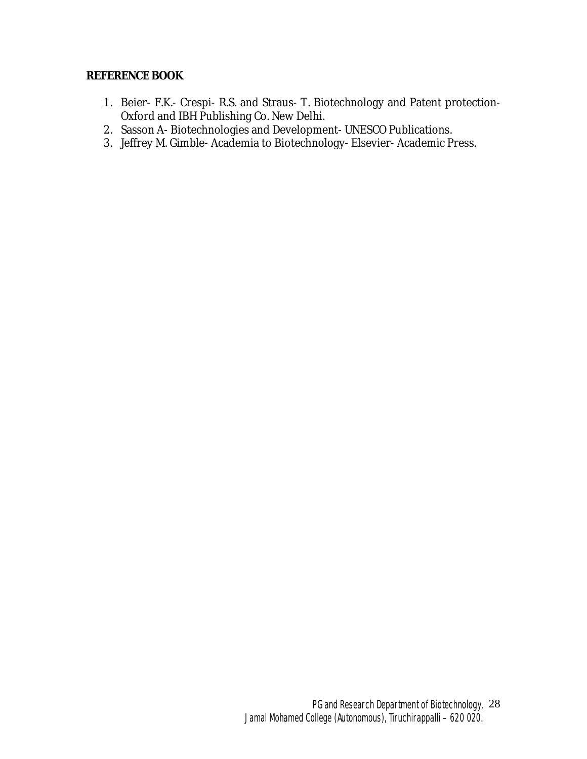**REFERENCE BOOK**

1. Beier- F.K.- Crespi- R.S. and Straus- T. Biotechnology and Patent protection- Oxford and IBH Publishing Co. New Delhi.
2. Sasson A- Biotechnologies and Development- UNESCO Publications.
3. Jeffrey M. Gimble- Academia to Biotechnology- Elsevier- Academic Press.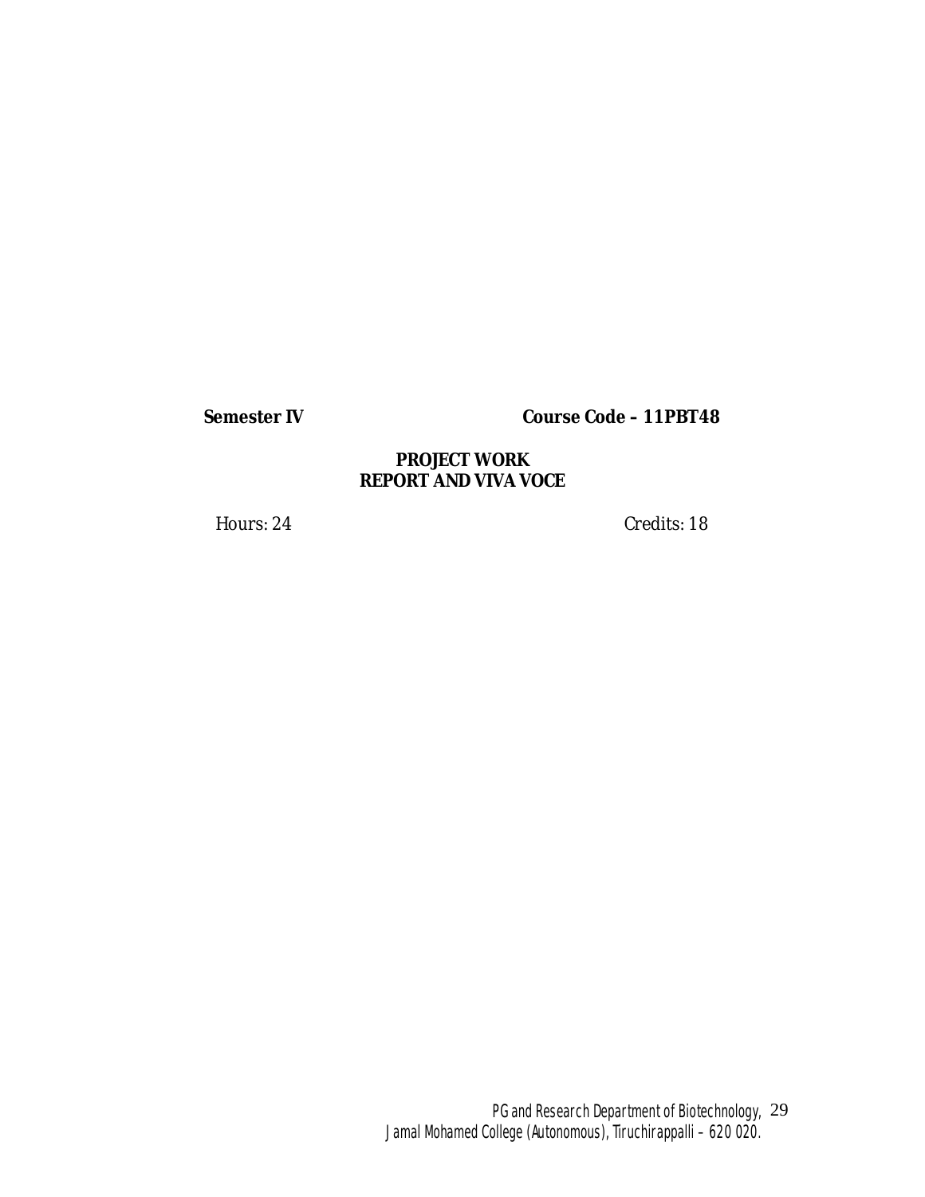**Semester IV** **Course Code – 11PBT48**

**PROJECT WORK**
**REPORT AND VIVA VOCE**

*Hours: 24* *Credits: 18*